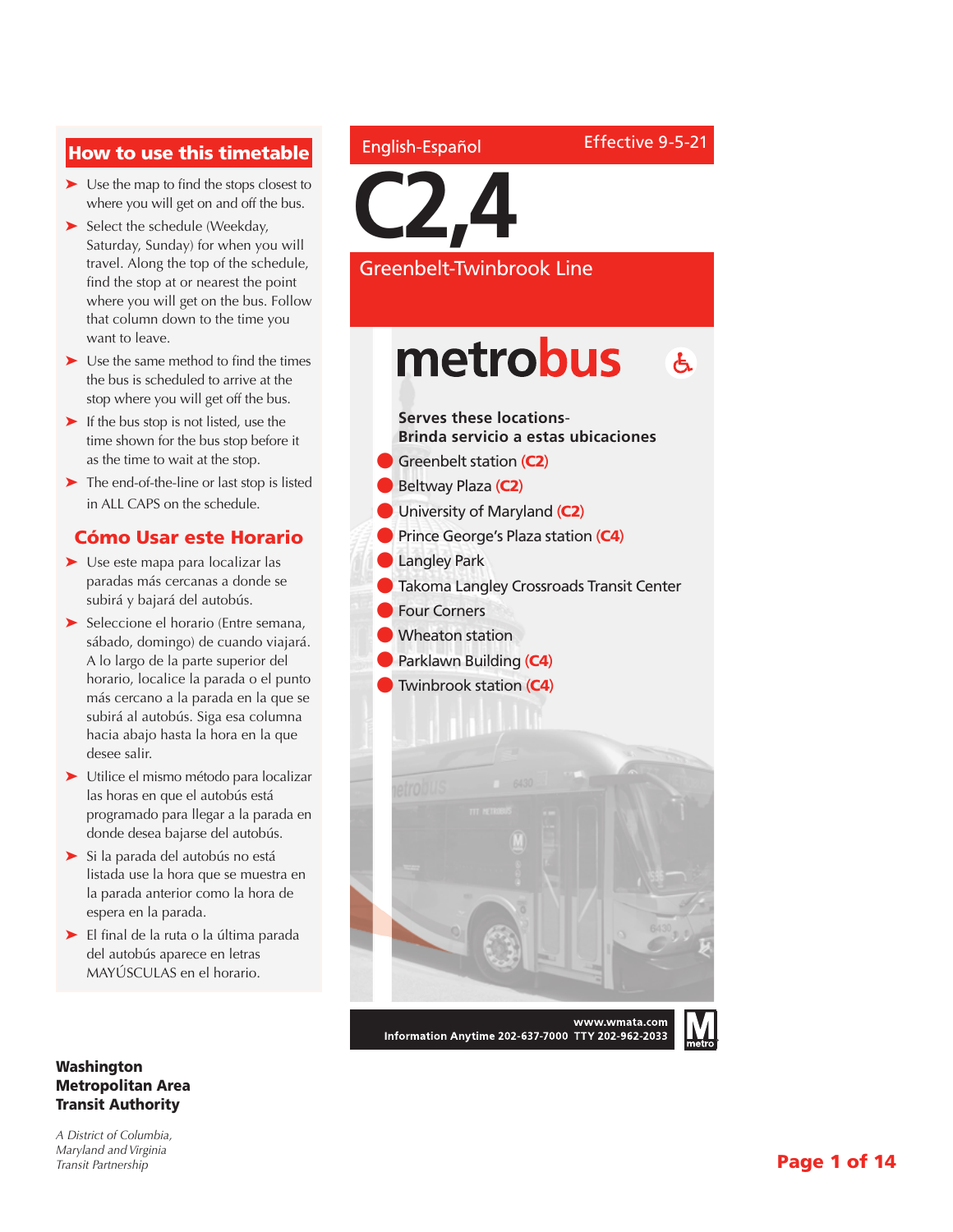English-Español

Effective 9-5-21

# C2,4

## Greenbelt-Twinbrook Line

metrobus

**Serves these locations-**
**Brinda servicio a estas ubicaciones**

- Greenbelt station (C2)
- Beltway Plaza (C2)
- University of Maryland (C2)
- Prince George's Plaza station (C4)
- Langley Park
- Takoma Langley Crossroads Transit Center
- Four Corners
- Wheaton station
- Parklawn Building (C4)
- Twinbrook station (C4)

## How to use this timetable

- Use the map to find the stops closest to where you will get on and off the bus.
- Select the schedule (Weekday, Saturday, Sunday) for when you will travel. Along the top of the schedule, find the stop at or nearest the point where you will get on the bus. Follow that column down to the time you want to leave.
- Use the same method to find the times the bus is scheduled to arrive at the stop where you will get off the bus.
- If the bus stop is not listed, use the time shown for the bus stop before it as the time to wait at the stop.
- The end-of-the-line or last stop is listed in ALL CAPS on the schedule.

## Cómo Usar este Horario

- Use este mapa para localizar las paradas más cercanas a donde se subirá y bajará del autobús.
- Seleccione el horario (Entre semana, sábado, domingo) de cuando viajará. A lo largo de la parte superior del horario, localice la parada o el punto más cercano a la parada en la que se subirá al autobús. Siga esa columna hacia abajo hasta la hora en la que desee salir.
- Utilice el mismo método para localizar las horas en que el autobús está programado para llegar a la parada en donde desea bajarse del autobús.
- Si la parada del autobús no está listada use la hora que se muestra en la parada anterior como la hora de espera en la parada.
- El final de la ruta o la última parada del autobús aparece en letras MAYÚSCULAS en el horario.

**www.wmata.com**
**Information Anytime 202-637-7000 TTY 202-962-2033**

**Washington Metropolitan Area Transit Authority**

*A District of Columbia, Maryland and Virginia Transit Partnership*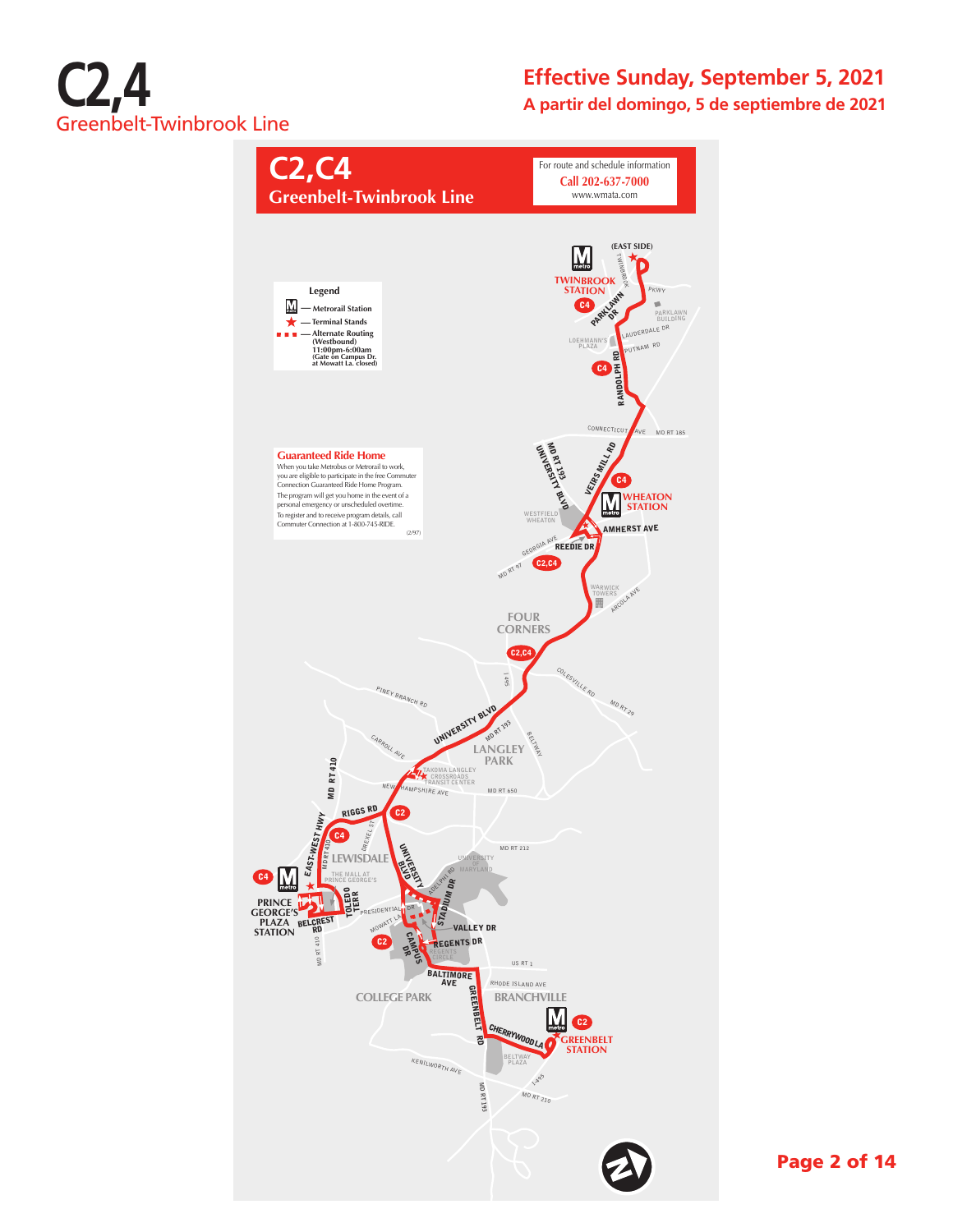# C2,4

Greenbelt-Twinbrook Line

**Effective Sunday, September 5, 2021**

**A partir del domingo, 5 de septiembre de 2021**

## C2,C4

**Greenbelt-Twinbrook Line**

For route and schedule information

**Call 202-637-7000**

www.wmata.com

### Legend

- Metrorail Station
- Terminal Stands
- Alternate Routing (Westbound) 11:00pm-6:00am (Gate on Campus Dr. at Mowatt La. closed)

### Guaranteed Ride Home

When you take Metrobus or Metrorail to work, you are eligible to participate in the free Commuter Connection Guaranteed Ride Home Program. The program will get you home in the event of a personal emergency or unscheduled overtime. To register and to receive program details, call Commuter Connection at 1-800-745-RIDE.

(2/97)

TWINBROOK STATION (EAST SIDE) · C4 · PARKLAWN DR · TWINBROOK PKWY · PARKLAWN BUILDING · LOEHMANN'S PLAZA · LAUDERDALE DR · PUTNAM RD · RANDOLPH RD · CONNECTICUT AVE · MD RT 185 · MD RT 193 UNIVERSITY BLVD · VEIRS MILL RD · WESTFIELD WHEATON · WHEATON STATION · AMHERST AVE · GEORGIA AVE · REEDIE DR · MD RT 97 · C2,C4 · WARWICK TOWERS · ARCOLA AVE · FOUR CORNERS · COLESVILLE RD · MD RT 29 · I-495 · PINEY BRANCH RD · UNIVERSITY BLVD · MD RT 193 · BELTWAY · CARROLL AVE · LANGLEY PARK · TAKOMA LANGLEY CROSSROADS TRANSIT CENTER · NEW HAMPSHIRE AVE · MD RT 650 · MD RT 410 · RIGGS RD · DREXEL ST · EAST-WEST HWY · LEWISDALE · THE MALL AT PRINCE GEORGE'S · PRINCE GEORGE'S PLAZA STATION · BELCREST RD · TOLEDO TERR · MD RT 212 · UNIVERSITY OF MARYLAND · ADELPHI RD · STADIUM DR · PRESIDENTIAL DR · MOWATT LA · CAMPUS DR · VALLEY DR · REGENTS DR · REGENTS CIRCLE · US RT 1 · BALTIMORE AVE · RHODE ISLAND AVE · COLLEGE PARK · BRANCHVILLE · GREENBELT RD · CHERRYWOOD LA · GREENBELT STATION · BELTWAY PLAZA · KENILWORTH AVE · MD RT 193 · MD RT 210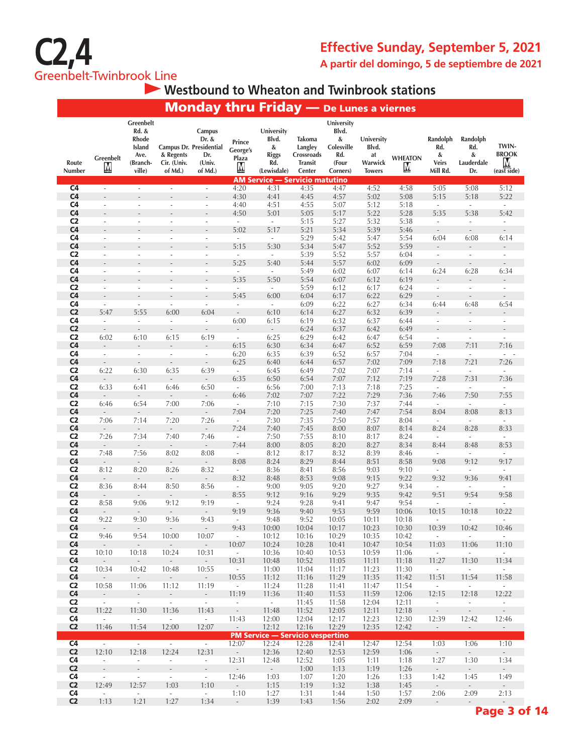# C2,4
## Greenbelt-Twinbrook Line

**Effective Sunday, September 5, 2021**
**A partir del domingo, 5 de septiembre de 2021**

### Westbound to Wheaton and Twinbrook stations

### Monday thru Friday — De Lunes a viernes

| Route Number | Greenbelt | Greenbelt Rd. & Rhode Island Ave. (Branchville) | Campus Dr. & Regents Cir. (Univ. of Md.) | Campus Dr. & Presidential Dr. (Univ. of Md.) | Prince George's Plaza | University Blvd. & Riggs Rd. (Lewisdale) | Takoma Langley Crossroads Transit Center | University Blvd. & Colesville Rd. (Four Corners) | University Blvd. at Warwick Towers | WHEATON | Randolph Rd. & Veirs Mill Rd. | Randolph Rd. & Lauderdale Dr. | TWINBROOK (east side) |
|---|---|---|---|---|---|---|---|---|---|---|---|---|---|
| **AM Service — Servicio matutino** | | | | | | | | | | | | | |
| C4 | - | - | - | - | 4:20 | 4:31 | 4:35 | 4:47 | 4:52 | 4:58 | 5:05 | 5:08 | 5:12 |
| C4 | - | - | - | - | 4:30 | 4:41 | 4:45 | 4:57 | 5:02 | 5:08 | 5:15 | 5:18 | 5:22 |
| C4 | - | - | - | - | 4:40 | 4:51 | 4:55 | 5:07 | 5:12 | 5:18 | - | - | - |
| C4 | - | - | - | - | 4:50 | 5:01 | 5:05 | 5:17 | 5:22 | 5:28 | 5:35 | 5:38 | 5:42 |
| C2 | - | - | - | - | - | - | 5:15 | 5:27 | 5:32 | 5:38 | - | - | - |
| C4 | - | - | - | - | 5:02 | 5:17 | 5:21 | 5:34 | 5:39 | 5:46 | - | - | - |
| C4 | - | - | - | - | - | - | 5:29 | 5:42 | 5:47 | 5:54 | 6:04 | 6:08 | 6:14 |
| C4 | - | - | - | - | 5:15 | 5:30 | 5:34 | 5:47 | 5:52 | 5:59 | - | - | - |
| C2 | - | - | - | - | - | - | 5:39 | 5:52 | 5:57 | 6:04 | - | - | - |
| C4 | - | - | - | - | 5:25 | 5:40 | 5:44 | 5:57 | 6:02 | 6:09 | - | - | - |
| C4 | - | - | - | - | - | - | 5:49 | 6:02 | 6:07 | 6:14 | 6:24 | 6:28 | 6:34 |
| C4 | - | - | - | - | 5:35 | 5:50 | 5:54 | 6:07 | 6:12 | 6:19 | - | - | - |
| C2 | - | - | - | - | - | - | 5:59 | 6:12 | 6:17 | 6:24 | - | - | - |
| C4 | - | - | - | - | 5:45 | 6:00 | 6:04 | 6:17 | 6:22 | 6:29 | - | - | - |
| C4 | - | - | - | - | - | - | 6:09 | 6:22 | 6:27 | 6:34 | 6:44 | 6:48 | 6:54 |
| C2 | 5:47 | 5:55 | 6:00 | 6:04 | - | 6:10 | 6:14 | 6:27 | 6:32 | 6:39 | - | - | - |
| C4 | - | - | - | - | 6:00 | 6:15 | 6:19 | 6:32 | 6:37 | 6:44 | - | - | - |
| C2 | - | - | - | - | - | - | 6:24 | 6:37 | 6:42 | 6:49 | - | - | - |
| C2 | 6:02 | 6:10 | 6:15 | 6:19 | - | 6:25 | 6:29 | 6:42 | 6:47 | 6:54 | - | - | - |
| C4 | - | - | - | - | 6:15 | 6:30 | 6:34 | 6:47 | 6:52 | 6:59 | 7:08 | 7:11 | 7:16 |
| C4 | - | - | - | - | 6:20 | 6:35 | 6:39 | 6:52 | 6:57 | 7:04 | - | - | - - |
| C4 | - | - | - | - | 6:25 | 6:40 | 6:44 | 6:57 | 7:02 | 7:09 | 7:18 | 7:21 | 7:26 |
| C2 | 6:22 | 6:30 | 6:35 | 6:39 | - | 6:45 | 6:49 | 7:02 | 7:07 | 7:14 | - | - | - |
| C4 | - | - | - | - | 6:35 | 6:50 | 6:54 | 7:07 | 7:12 | 7:19 | 7:28 | 7:31 | 7:36 |
| C2 | 6:33 | 6:41 | 6:46 | 6:50 | - | 6:56 | 7:00 | 7:13 | 7:18 | 7:25 | - | - | - |
| C4 | - | - | - | - | 6:46 | 7:02 | 7:07 | 7:22 | 7:29 | 7:36 | 7:46 | 7:50 | 7:55 |
| C2 | 6:46 | 6:54 | 7:00 | 7:06 | - | 7:10 | 7:15 | 7:30 | 7:37 | 7:44 | - | - | - |
| C4 | - | - | - | - | 7:04 | 7:20 | 7:25 | 7:40 | 7:47 | 7:54 | 8:04 | 8:08 | 8:13 |
| C2 | 7:06 | 7:14 | 7:20 | 7:26 | - | 7:30 | 7:35 | 7:50 | 7:57 | 8:04 | - | - | - |
| C4 | - | - | - | - | 7:24 | 7:40 | 7:45 | 8:00 | 8:07 | 8:14 | 8:24 | 8:28 | 8:33 |
| C2 | 7:26 | 7:34 | 7:40 | 7:46 | - | 7:50 | 7:55 | 8:10 | 8:17 | 8:24 | - | - | - |
| C4 | - | - | - | - | 7:44 | 8:00 | 8:05 | 8:20 | 8:27 | 8:34 | 8:44 | 8:48 | 8:53 |
| C2 | 7:48 | 7:56 | 8:02 | 8:08 | - | 8:12 | 8:17 | 8:32 | 8:39 | 8:46 | - | - | - |
| C4 | - | - | - | - | 8:08 | 8:24 | 8:29 | 8:44 | 8:51 | 8:58 | 9:08 | 9:12 | 9:17 |
| C2 | 8:12 | 8:20 | 8:26 | 8:32 | - | 8:36 | 8:41 | 8:56 | 9:03 | 9:10 | - | - | - |
| C4 | - | - | - | - | 8:32 | 8:48 | 8:53 | 9:08 | 9:15 | 9:22 | 9:32 | 9:36 | 9:41 |
| C2 | 8:36 | 8:44 | 8:50 | 8:56 | - | 9:00 | 9:05 | 9:20 | 9:27 | 9:34 | - | - | - |
| C4 | - | - | - | - | 8:55 | 9:12 | 9:16 | 9:29 | 9:35 | 9:42 | 9:51 | 9:54 | 9:58 |
| C2 | 8:58 | 9:06 | 9:12 | 9:19 | - | 9:24 | 9:28 | 9:41 | 9:47 | 9:54 | - | - | - |
| C4 | - | - | - | - | 9:19 | 9:36 | 9:40 | 9:53 | 9:59 | 10:06 | 10:15 | 10:18 | 10:22 |
| C2 | 9:22 | 9:30 | 9:36 | 9:43 | - | 9:48 | 9:52 | 10:05 | 10:11 | 10:18 | - | - | - |
| C4 | - | - | - | - | 9:43 | 10:00 | 10:04 | 10:17 | 10:23 | 10:30 | 10:39 | 10:42 | 10:46 |
| C2 | 9:46 | 9:54 | 10:00 | 10:07 | - | 10:12 | 10:16 | 10:29 | 10:35 | 10:42 | - | - | - |
| C4 | - | - | - | - | 10:07 | 10:24 | 10:28 | 10:41 | 10:47 | 10:54 | 11:03 | 11:06 | 11:10 |
| C2 | 10:10 | 10:18 | 10:24 | 10:31 | - | 10:36 | 10:40 | 10:53 | 10:59 | 11:06 | - | - | - |
| C4 | - | - | - | - | 10:31 | 10:48 | 10:52 | 11:05 | 11:11 | 11:18 | 11:27 | 11:30 | 11:34 |
| C2 | 10:34 | 10:42 | 10:48 | 10:55 | - | 11:00 | 11:04 | 11:17 | 11:23 | 11:30 | - | - | - |
| C4 | - | - | - | - | 10:55 | 11:12 | 11:16 | 11:29 | 11:35 | 11:42 | 11:51 | 11:54 | 11:58 |
| C2 | 10:58 | 11:06 | 11:12 | 11:19 | - | 11:24 | 11:28 | 11:41 | 11:47 | 11:54 | - | - | - |
| C4 | - | - | - | - | 11:19 | 11:36 | 11:40 | 11:53 | 11:59 | 12:06 | 12:15 | 12:18 | 12:22 |
| C2 | - | - | - | - | - | - | 11:45 | 11:58 | 12:04 | 12:11 | - | - | - |
| C2 | 11:22 | 11:30 | 11:36 | 11:43 | - | 11:48 | 11:52 | 12:05 | 12:11 | 12:18 | - | - | - |
| C4 | - | - | - | - | 11:43 | 12:00 | 12:04 | 12:17 | 12:23 | 12:30 | 12:39 | 12:42 | 12:46 |
| C2 | 11:46 | 11:54 | 12:00 | 12:07 | - | 12:12 | 12:16 | 12:29 | 12:35 | 12:42 | - | - | - |
| **PM Service — Servicio vespertino** | | | | | | | | | | | | | |
| C4 | - | - | - | - | 12:07 | 12:24 | 12:28 | 12:41 | 12:47 | 12:54 | 1:03 | 1:06 | 1:10 |
| C2 | 12:10 | 12:18 | 12:24 | 12:31 | - | 12:36 | 12:40 | 12:53 | 12:59 | 1:06 | - | - | - |
| C4 | - | - | - | - | 12:31 | 12:48 | 12:52 | 1:05 | 1:11 | 1:18 | 1:27 | 1:30 | 1:34 |
| C2 | - | - | - | - | - | - | 1:00 | 1:13 | 1:19 | 1:26 | - | - | - |
| C4 | - | - | - | - | 12:46 | 1:03 | 1:07 | 1:20 | 1:26 | 1:33 | 1:42 | 1:45 | 1:49 |
| C2 | 12:49 | 12:57 | 1:03 | 1:10 | - | 1:15 | 1:19 | 1:32 | 1:38 | 1:45 | - | - | - |
| C4 | - | - | - | - | 1:10 | 1:27 | 1:31 | 1:44 | 1:50 | 1:57 | 2:06 | 2:09 | 2:13 |
| C2 | 1:13 | 1:21 | 1:27 | 1:34 | - | 1:39 | 1:43 | 1:56 | 2:02 | 2:09 | - | - | - |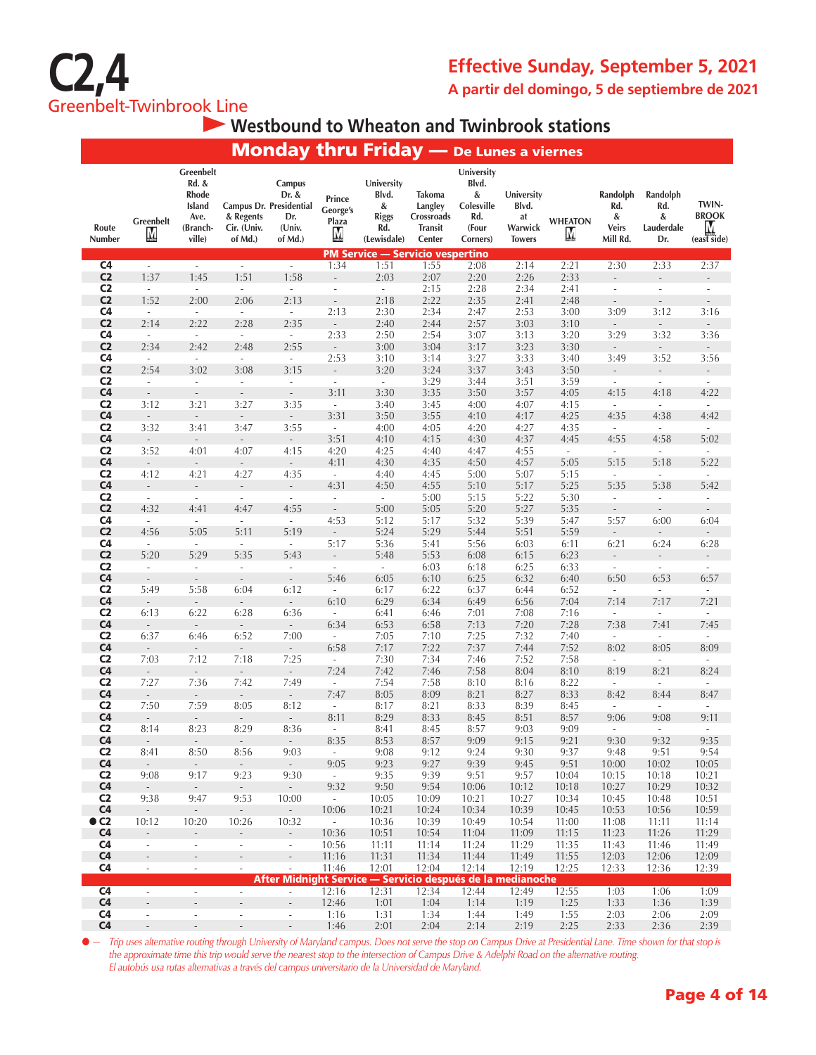# C2,4
## Greenbelt-Twinbrook Line

**Effective Sunday, September 5, 2021**
**A partir del domingo, 5 de septiembre de 2021**

### Westbound to Wheaton and Twinbrook stations

### Monday thru Friday — De Lunes a viernes

| Route Number | Greenbelt M | Greenbelt Rd. & Rhode Island Ave. (Branchville) | Campus Dr. & Regents Cir. (Univ. of Md.) | Campus Dr. & Presidential Dr. (Univ. of Md.) | Prince George's Plaza M | University Blvd. & Riggs Rd. (Lewisdale) | Takoma Langley Crossroads Transit Center | University Blvd. & Colesville Rd. (Four Corners) | University Blvd. at Warwick Towers | WHEATON M | Randolph Rd. & Veirs Mill Rd. | Randolph Rd. & Lauderdale Dr. | TWINBROOK M (east side) |
|---|---|---|---|---|---|---|---|---|---|---|---|---|---|
| **PM Service — Servicio vespertino** | | | | | | | | | | | | | |
| C4 | - | - | - | - | 1:34 | 1:51 | 1:55 | 2:08 | 2:14 | 2:21 | 2:30 | 2:33 | 2:37 |
| C2 | 1:37 | 1:45 | 1:51 | 1:58 | - | 2:03 | 2:07 | 2:20 | 2:26 | 2:33 | - | - | - |
| C2 | - | - | - | - | - | - | 2:15 | 2:28 | 2:34 | 2:41 | - | - | - |
| C2 | 1:52 | 2:00 | 2:06 | 2:13 | - | 2:18 | 2:22 | 2:35 | 2:41 | 2:48 | - | - | - |
| C4 | - | - | - | - | 2:13 | 2:30 | 2:34 | 2:47 | 2:53 | 3:00 | 3:09 | 3:12 | 3:16 |
| C2 | 2:14 | 2:22 | 2:28 | 2:35 | - | 2:40 | 2:44 | 2:57 | 3:03 | 3:10 | - | - | - |
| C4 | - | - | - | - | 2:33 | 2:50 | 2:54 | 3:07 | 3:13 | 3:20 | 3:29 | 3:32 | 3:36 |
| C2 | 2:34 | 2:42 | 2:48 | 2:55 | - | 3:00 | 3:04 | 3:17 | 3:23 | 3:30 | - | - | - |
| C4 | - | - | - | - | 2:53 | 3:10 | 3:14 | 3:27 | 3:33 | 3:40 | 3:49 | 3:52 | 3:56 |
| C2 | 2:54 | 3:02 | 3:08 | 3:15 | - | 3:20 | 3:24 | 3:37 | 3:43 | 3:50 | - | - | - |
| C2 | - | - | - | - | - | - | 3:29 | 3:44 | 3:51 | 3:59 | - | - | - |
| C4 | - | - | - | - | 3:11 | 3:30 | 3:35 | 3:50 | 3:57 | 4:05 | 4:15 | 4:18 | 4:22 |
| C2 | 3:12 | 3:21 | 3:27 | 3:35 | - | 3:40 | 3:45 | 4:00 | 4:07 | 4:15 | - | - | - |
| C4 | - | - | - | - | 3:31 | 3:50 | 3:55 | 4:10 | 4:17 | 4:25 | 4:35 | 4:38 | 4:42 |
| C2 | 3:32 | 3:41 | 3:47 | 3:55 | - | 4:00 | 4:05 | 4:20 | 4:27 | 4:35 | - | - | - |
| C4 | - | - | - | - | 3:51 | 4:10 | 4:15 | 4:30 | 4:37 | 4:45 | 4:55 | 4:58 | 5:02 |
| C2 | 3:52 | 4:01 | 4:07 | 4:15 | 4:20 | 4:25 | 4:40 | 4:47 | 4:55 | - | - | - | - |
| C4 | - | - | - | - | 4:11 | 4:30 | 4:35 | 4:50 | 4:57 | 5:05 | 5:15 | 5:18 | 5:22 |
| C2 | 4:12 | 4:21 | 4:27 | 4:35 | - | 4:40 | 4:45 | 5:00 | 5:07 | 5:15 | - | - | - |
| C4 | - | - | - | - | 4:31 | 4:50 | 4:55 | 5:10 | 5:17 | 5:25 | 5:35 | 5:38 | 5:42 |
| C2 | - | - | - | - | - | - | 5:00 | 5:15 | 5:22 | 5:30 | - | - | - |
| C2 | 4:32 | 4:41 | 4:47 | 4:55 | - | 5:00 | 5:05 | 5:20 | 5:27 | 5:35 | - | - | - |
| C4 | - | - | - | - | 4:53 | 5:12 | 5:17 | 5:32 | 5:39 | 5:47 | 5:57 | 6:00 | 6:04 |
| C2 | 4:56 | 5:05 | 5:11 | 5:19 | - | 5:24 | 5:29 | 5:44 | 5:51 | 5:59 | - | - | - |
| C4 | - | - | - | - | 5:17 | 5:36 | 5:41 | 5:56 | 6:03 | 6:11 | 6:21 | 6:24 | 6:28 |
| C2 | 5:20 | 5:29 | 5:35 | 5:43 | - | 5:48 | 5:53 | 6:08 | 6:15 | 6:23 | - | - | - |
| C2 | - | - | - | - | - | - | 6:03 | 6:18 | 6:25 | 6:33 | - | - | - |
| C4 | - | - | - | - | 5:46 | 6:05 | 6:10 | 6:25 | 6:32 | 6:40 | 6:50 | 6:53 | 6:57 |
| C2 | 5:49 | 5:58 | 6:04 | 6:12 | - | 6:17 | 6:22 | 6:37 | 6:44 | 6:52 | - | - | - |
| C4 | - | - | - | - | 6:10 | 6:29 | 6:34 | 6:49 | 6:56 | 7:04 | 7:14 | 7:17 | 7:21 |
| C2 | 6:13 | 6:22 | 6:28 | 6:36 | - | 6:41 | 6:46 | 7:01 | 7:08 | 7:16 | - | - | - |
| C4 | - | - | - | - | 6:34 | 6:53 | 6:58 | 7:13 | 7:20 | 7:28 | 7:38 | 7:41 | 7:45 |
| C2 | 6:37 | 6:46 | 6:52 | 7:00 | - | 7:05 | 7:10 | 7:25 | 7:32 | 7:40 | - | - | - |
| C4 | - | - | - | - | 6:58 | 7:17 | 7:22 | 7:37 | 7:44 | 7:52 | 8:02 | 8:05 | 8:09 |
| C2 | 7:03 | 7:12 | 7:18 | 7:25 | - | 7:30 | 7:34 | 7:46 | 7:52 | 7:58 | - | - | - |
| C4 | - | - | - | - | 7:24 | 7:42 | 7:46 | 7:58 | 8:04 | 8:10 | 8:19 | 8:21 | 8:24 |
| C2 | 7:27 | 7:36 | 7:42 | 7:49 | - | 7:54 | 7:58 | 8:10 | 8:16 | 8:22 | - | - | - |
| C4 | - | - | - | - | 7:47 | 8:05 | 8:09 | 8:21 | 8:27 | 8:33 | 8:42 | 8:44 | 8:47 |
| C2 | 7:50 | 7:59 | 8:05 | 8:12 | - | 8:17 | 8:21 | 8:33 | 8:39 | 8:45 | - | - | - |
| C4 | - | - | - | - | 8:11 | 8:29 | 8:33 | 8:45 | 8:51 | 8:57 | 9:06 | 9:08 | 9:11 |
| C2 | 8:14 | 8:23 | 8:29 | 8:36 | - | 8:41 | 8:45 | 8:57 | 9:03 | 9:09 | - | - | - |
| C4 | - | - | - | - | 8:35 | 8:53 | 8:57 | 9:09 | 9:15 | 9:21 | 9:30 | 9:32 | 9:35 |
| C2 | 8:41 | 8:50 | 8:56 | 9:03 | - | 9:08 | 9:12 | 9:24 | 9:30 | 9:37 | 9:48 | 9:51 | 9:54 |
| C4 | - | - | - | - | 9:05 | 9:23 | 9:27 | 9:39 | 9:45 | 9:51 | 10:00 | 10:02 | 10:05 |
| C2 | 9:08 | 9:17 | 9:23 | 9:30 | - | 9:35 | 9:39 | 9:51 | 9:57 | 10:04 | 10:15 | 10:18 | 10:21 |
| C4 | - | - | - | - | 9:32 | 9:50 | 9:54 | 10:06 | 10:12 | 10:18 | 10:27 | 10:29 | 10:32 |
| C2 | 9:38 | 9:47 | 9:53 | 10:00 | - | 10:05 | 10:09 | 10:21 | 10:27 | 10:34 | 10:45 | 10:48 | 10:51 |
| C4 | - | - | - | - | 10:06 | 10:21 | 10:24 | 10:34 | 10:39 | 10:45 | 10:53 | 10:56 | 10:59 |
| ● C2 | 10:12 | 10:20 | 10:26 | 10:32 | - | 10:36 | 10:39 | 10:49 | 10:54 | 11:00 | 11:08 | 11:11 | 11:14 |
| C4 | - | - | - | - | 10:36 | 10:51 | 10:54 | 11:04 | 11:09 | 11:15 | 11:23 | 11:26 | 11:29 |
| C4 | - | - | - | - | 10:56 | 11:11 | 11:14 | 11:24 | 11:29 | 11:35 | 11:43 | 11:46 | 11:49 |
| C4 | - | - | - | - | 11:16 | 11:31 | 11:34 | 11:44 | 11:49 | 11:55 | 12:03 | 12:06 | 12:09 |
| C4 | - | - | - | - | 11:46 | 12:01 | 12:04 | 12:14 | 12:19 | 12:25 | 12:33 | 12:36 | 12:39 |
| **After Midnight Service — Servicio después de la medianoche** | | | | | | | | | | | | | |
| C4 | - | - | - | - | 12:16 | 12:31 | 12:34 | 12:44 | 12:49 | 12:55 | 1:03 | 1:06 | 1:09 |
| C4 | - | - | - | - | 12:46 | 1:01 | 1:04 | 1:14 | 1:19 | 1:25 | 1:33 | 1:36 | 1:39 |
| C4 | - | - | - | - | 1:16 | 1:31 | 1:34 | 1:44 | 1:49 | 1:55 | 2:03 | 2:06 | 2:09 |
| C4 | - | - | - | - | 1:46 | 2:01 | 2:04 | 2:14 | 2:19 | 2:25 | 2:33 | 2:36 | 2:39 |

● — *Trip uses alternative routing through University of Maryland campus. Does not serve the stop on Campus Drive at Presidential Lane. Time shown for that stop is the approximate time this trip would serve the nearest stop to the intersection of Campus Drive & Adelphi Road on the alternative routing.*
*El autobús usa rutas alternativas a través del campus universitario de la Universidad de Maryland.*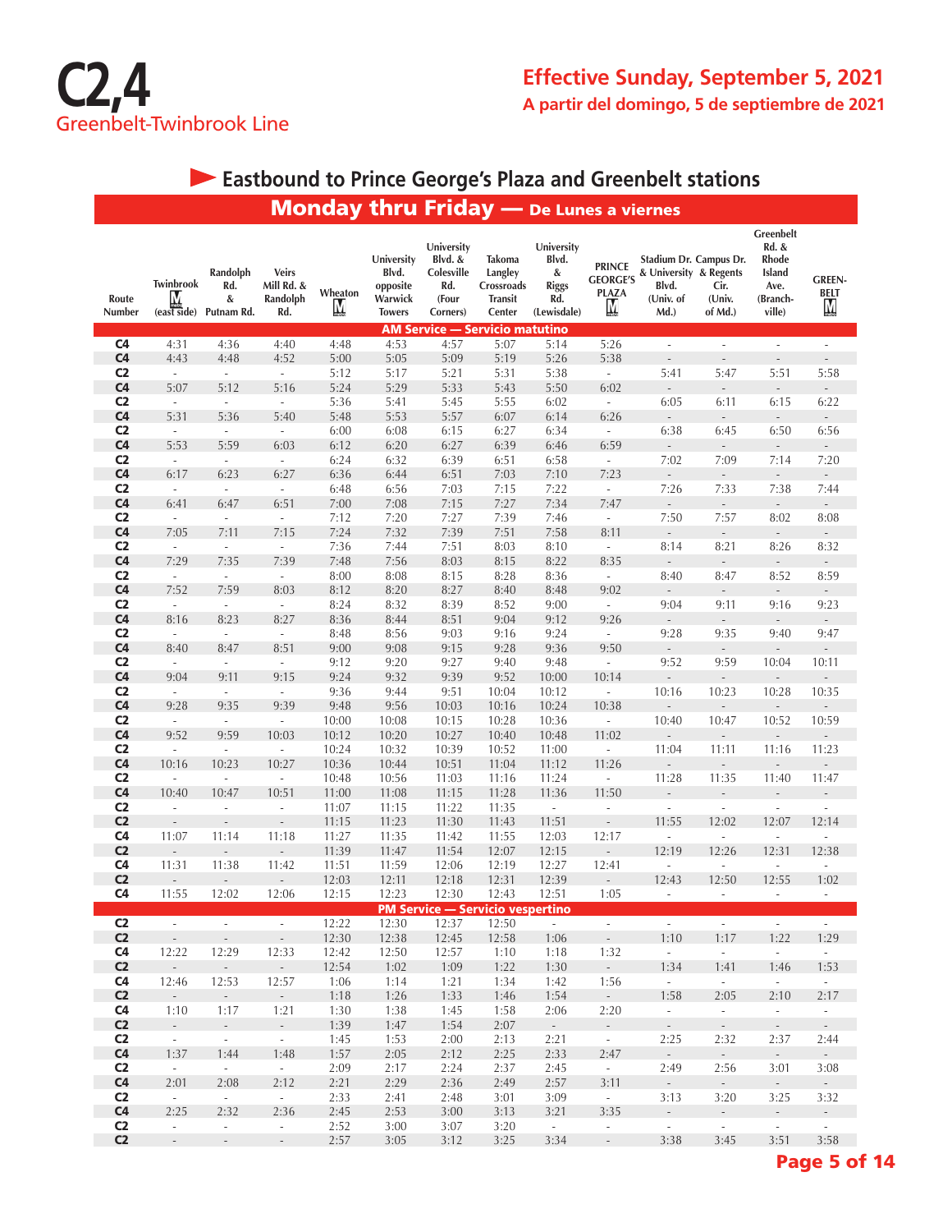# C2,4
## Greenbelt-Twinbrook Line

**Effective Sunday, September 5, 2021**
**A partir del domingo, 5 de septiembre de 2021**

## Eastbound to Prince George's Plaza and Greenbelt stations

### Monday thru Friday — De Lunes a viernes

| Route Number | Twinbrook M (east side) | Randolph Rd. & Putnam Rd. | Veirs Mill Rd. & Randolph Rd. | Wheaton M | University Blvd. opposite Warwick Towers | University Blvd. & Colesville Rd. (Four Corners) | Takoma Langley Crossroads Transit Center | University Blvd. & Riggs Rd. (Lewisdale) | PRINCE GEORGE'S PLAZA M | Stadium Dr. & University Blvd. (Univ. of Md.) | Campus Dr. & Regents Cir. (Univ. of Md.) | Greenbelt Rd. & Rhode Island Ave. (Branchville) | GREENBELT M |
|---|---|---|---|---|---|---|---|---|---|---|---|---|---|
| **AM Service — Servicio matutino** | | | | | | | | | | | | | |
| C4 | 4:31 | 4:36 | 4:40 | 4:48 | 4:53 | 4:57 | 5:07 | 5:14 | 5:26 | - | - | - | - |
| C4 | 4:43 | 4:48 | 4:52 | 5:00 | 5:05 | 5:09 | 5:19 | 5:26 | 5:38 | - | - | - | - |
| C2 | - | - | - | 5:12 | 5:17 | 5:21 | 5:31 | 5:38 | - | 5:41 | 5:47 | 5:51 | 5:58 |
| C4 | 5:07 | 5:12 | 5:16 | 5:24 | 5:29 | 5:33 | 5:43 | 5:50 | 6:02 | - | - | - | - |
| C2 | - | - | - | 5:36 | 5:41 | 5:45 | 5:55 | 6:02 | - | 6:05 | 6:11 | 6:15 | 6:22 |
| C4 | 5:31 | 5:36 | 5:40 | 5:48 | 5:53 | 5:57 | 6:07 | 6:14 | 6:26 | - | - | - | - |
| C2 | - | - | - | 6:00 | 6:08 | 6:15 | 6:27 | 6:34 | - | 6:38 | 6:45 | 6:50 | 6:56 |
| C4 | 5:53 | 5:59 | 6:03 | 6:12 | 6:20 | 6:27 | 6:39 | 6:46 | 6:59 | - | - | - | - |
| C2 | - | - | - | 6:24 | 6:32 | 6:39 | 6:51 | 6:58 | - | 7:02 | 7:09 | 7:14 | 7:20 |
| C4 | 6:17 | 6:23 | 6:27 | 6:36 | 6:44 | 6:51 | 7:03 | 7:10 | 7:23 | - | - | - | - |
| C2 | - | - | - | 6:48 | 6:56 | 7:03 | 7:15 | 7:22 | - | 7:26 | 7:33 | 7:38 | 7:44 |
| C4 | 6:41 | 6:47 | 6:51 | 7:00 | 7:08 | 7:15 | 7:27 | 7:34 | 7:47 | - | - | - | - |
| C2 | - | - | - | 7:12 | 7:20 | 7:27 | 7:39 | 7:46 | - | 7:50 | 7:57 | 8:02 | 8:08 |
| C4 | 7:05 | 7:11 | 7:15 | 7:24 | 7:32 | 7:39 | 7:51 | 7:58 | 8:11 | - | - | - | - |
| C2 | - | - | - | 7:36 | 7:44 | 7:51 | 8:03 | 8:10 | - | 8:14 | 8:21 | 8:26 | 8:32 |
| C4 | 7:29 | 7:35 | 7:39 | 7:48 | 7:56 | 8:03 | 8:15 | 8:22 | 8:35 | - | - | - | - |
| C2 | - | - | - | 8:00 | 8:08 | 8:15 | 8:28 | 8:36 | - | 8:40 | 8:47 | 8:52 | 8:59 |
| C4 | 7:52 | 7:59 | 8:03 | 8:12 | 8:20 | 8:27 | 8:40 | 8:48 | 9:02 | - | - | - | - |
| C2 | - | - | - | 8:24 | 8:32 | 8:39 | 8:52 | 9:00 | - | 9:04 | 9:11 | 9:16 | 9:23 |
| C4 | 8:16 | 8:23 | 8:27 | 8:36 | 8:44 | 8:51 | 9:04 | 9:12 | 9:26 | - | - | - | - |
| C2 | - | - | - | 8:48 | 8:56 | 9:03 | 9:16 | 9:24 | - | 9:28 | 9:35 | 9:40 | 9:47 |
| C4 | 8:40 | 8:47 | 8:51 | 9:00 | 9:08 | 9:15 | 9:28 | 9:36 | 9:50 | - | - | - | - |
| C2 | - | - | - | 9:12 | 9:20 | 9:27 | 9:40 | 9:48 | - | 9:52 | 9:59 | 10:04 | 10:11 |
| C4 | 9:04 | 9:11 | 9:15 | 9:24 | 9:32 | 9:39 | 9:52 | 10:00 | 10:14 | - | - | - | - |
| C2 | - | - | - | 9:36 | 9:44 | 9:51 | 10:04 | 10:12 | - | 10:16 | 10:23 | 10:28 | 10:35 |
| C4 | 9:28 | 9:35 | 9:39 | 9:48 | 9:56 | 10:03 | 10:16 | 10:24 | 10:38 | - | - | - | - |
| C2 | - | - | - | 10:00 | 10:08 | 10:15 | 10:28 | 10:36 | - | 10:40 | 10:47 | 10:52 | 10:59 |
| C4 | 9:52 | 9:59 | 10:03 | 10:12 | 10:20 | 10:27 | 10:40 | 10:48 | 11:02 | - | - | - | - |
| C2 | - | - | - | 10:24 | 10:32 | 10:39 | 10:52 | 11:00 | - | 11:04 | 11:11 | 11:16 | 11:23 |
| C4 | 10:16 | 10:23 | 10:27 | 10:36 | 10:44 | 10:51 | 11:04 | 11:12 | 11:26 | - | - | - | - |
| C2 | - | - | - | 10:48 | 10:56 | 11:03 | 11:16 | 11:24 | - | 11:28 | 11:35 | 11:40 | 11:47 |
| C4 | 10:40 | 10:47 | 10:51 | 11:00 | 11:08 | 11:15 | 11:28 | 11:36 | 11:50 | - | - | - | - |
| C2 | - | - | - | 11:07 | 11:15 | 11:22 | 11:35 | - | - | - | - | - | - |
| C2 | - | - | - | 11:15 | 11:23 | 11:30 | 11:43 | 11:51 | - | 11:55 | 12:02 | 12:07 | 12:14 |
| C4 | 11:07 | 11:14 | 11:18 | 11:27 | 11:35 | 11:42 | 11:55 | 12:03 | 12:17 | - | - | - | - |
| C2 | - | - | - | 11:39 | 11:47 | 11:54 | 12:07 | 12:15 | - | 12:19 | 12:26 | 12:31 | 12:38 |
| C4 | 11:31 | 11:38 | 11:42 | 11:51 | 11:59 | 12:06 | 12:19 | 12:27 | 12:41 | - | - | - | - |
| C2 | - | - | - | 12:03 | 12:11 | 12:18 | 12:31 | 12:39 | - | 12:43 | 12:50 | 12:55 | 1:02 |
| C4 | 11:55 | 12:02 | 12:06 | 12:15 | 12:23 | 12:30 | 12:43 | 12:51 | 1:05 | - | - | - | - |
| **PM Service — Servicio vespertino** | | | | | | | | | | | | | |
| C2 | - | - | - | 12:22 | 12:30 | 12:37 | 12:50 | - | - | - | - | - | - |
| C2 | - | - | - | 12:30 | 12:38 | 12:45 | 12:58 | 1:06 | - | 1:10 | 1:17 | 1:22 | 1:29 |
| C4 | 12:22 | 12:29 | 12:33 | 12:42 | 12:50 | 12:57 | 1:10 | 1:18 | 1:32 | - | - | - | - |
| C2 | - | - | - | 12:54 | 1:02 | 1:09 | 1:22 | 1:30 | - | 1:34 | 1:41 | 1:46 | 1:53 |
| C4 | 12:46 | 12:53 | 12:57 | 1:06 | 1:14 | 1:21 | 1:34 | 1:42 | 1:56 | - | - | - | - |
| C2 | - | - | - | 1:18 | 1:26 | 1:33 | 1:46 | 1:54 | - | 1:58 | 2:05 | 2:10 | 2:17 |
| C4 | 1:10 | 1:17 | 1:21 | 1:30 | 1:38 | 1:45 | 1:58 | 2:06 | 2:20 | - | - | - | - |
| C2 | - | - | - | 1:39 | 1:47 | 1:54 | 2:07 | - | - | - | - | - | - |
| C2 | - | - | - | 1:45 | 1:53 | 2:00 | 2:13 | 2:21 | - | 2:25 | 2:32 | 2:37 | 2:44 |
| C4 | 1:37 | 1:44 | 1:48 | 1:57 | 2:05 | 2:12 | 2:25 | 2:33 | 2:47 | - | - | - | - |
| C2 | - | - | - | 2:09 | 2:17 | 2:24 | 2:37 | 2:45 | - | 2:49 | 2:56 | 3:01 | 3:08 |
| C4 | 2:01 | 2:08 | 2:12 | 2:21 | 2:29 | 2:36 | 2:49 | 2:57 | 3:11 | - | - | - | - |
| C2 | - | - | - | 2:33 | 2:41 | 2:48 | 3:01 | 3:09 | - | 3:13 | 3:20 | 3:25 | 3:32 |
| C4 | 2:25 | 2:32 | 2:36 | 2:45 | 2:53 | 3:00 | 3:13 | 3:21 | 3:35 | - | - | - | - |
| C2 | - | - | - | 2:52 | 3:00 | 3:07 | 3:20 | - | - | - | - | - | - |
| C2 | - | - | - | 2:57 | 3:05 | 3:12 | 3:25 | 3:34 | - | 3:38 | 3:45 | 3:51 | 3:58 |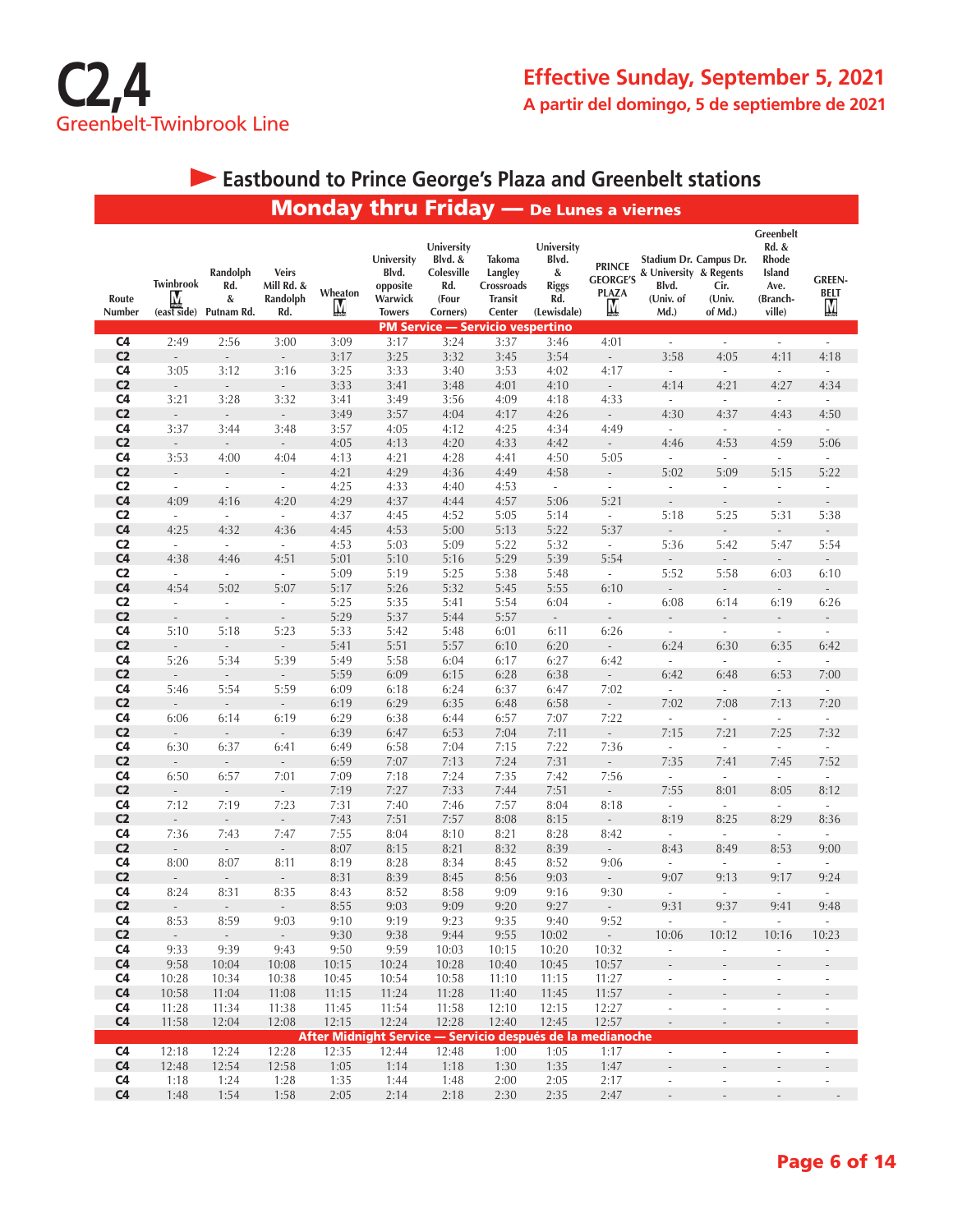# C2,4

Greenbelt-Twinbrook Line

**Effective Sunday, September 5, 2021**

**A partir del domingo, 5 de septiembre de 2021**

## Eastbound to Prince George's Plaza and Greenbelt stations

### Monday thru Friday — De Lunes a viernes

| Route Number | Twinbrook M (east side) | Randolph Rd. & Putnam Rd. | Veirs Mill Rd. & Randolph Rd. | Wheaton M | University Blvd. opposite Warwick Towers | University Blvd. & Colesville Rd. (Four Corners) | Takoma Langley Crossroads Transit Center | University Blvd. & Riggs Rd. (Lewisdale) | PRINCE GEORGE'S PLAZA M | Stadium Dr. & University Blvd. (Univ. of Md.) | Campus Dr. & Regents Cir. (Univ. of Md.) | Greenbelt Rd. & Rhode Island Ave. (Branchville) | GREENBELT M |
|---|---|---|---|---|---|---|---|---|---|---|---|---|---|
| **PM Service — Servicio vespertino** | | | | | | | | | | | | | |
| C4 | 2:49 | 2:56 | 3:00 | 3:09 | 3:17 | 3:24 | 3:37 | 3:46 | 4:01 | - | - | - | - |
| C2 | - | - | - | 3:17 | 3:25 | 3:32 | 3:45 | 3:54 | - | 3:58 | 4:05 | 4:11 | 4:18 |
| C4 | 3:05 | 3:12 | 3:16 | 3:25 | 3:33 | 3:40 | 3:53 | 4:02 | 4:17 | - | - | - | - |
| C2 | - | - | - | 3:33 | 3:41 | 3:48 | 4:01 | 4:10 | - | 4:14 | 4:21 | 4:27 | 4:34 |
| C4 | 3:21 | 3:28 | 3:32 | 3:41 | 3:49 | 3:56 | 4:09 | 4:18 | 4:33 | - | - | - | - |
| C2 | - | - | - | 3:49 | 3:57 | 4:04 | 4:17 | 4:26 | - | 4:30 | 4:37 | 4:43 | 4:50 |
| C4 | 3:37 | 3:44 | 3:48 | 3:57 | 4:05 | 4:12 | 4:25 | 4:34 | 4:49 | - | - | - | - |
| C2 | - | - | - | 4:05 | 4:13 | 4:20 | 4:33 | 4:42 | - | 4:46 | 4:53 | 4:59 | 5:06 |
| C4 | 3:53 | 4:00 | 4:04 | 4:13 | 4:21 | 4:28 | 4:41 | 4:50 | 5:05 | - | - | - | - |
| C2 | - | - | - | 4:21 | 4:29 | 4:36 | 4:49 | 4:58 | - | 5:02 | 5:09 | 5:15 | 5:22 |
| C2 | - | - | - | 4:25 | 4:33 | 4:40 | 4:53 | - | - | - | - | - | - |
| C4 | 4:09 | 4:16 | 4:20 | 4:29 | 4:37 | 4:44 | 4:57 | 5:06 | 5:21 | - | - | - | - |
| C2 | - | - | - | 4:37 | 4:45 | 4:52 | 5:05 | 5:14 | - | 5:18 | 5:25 | 5:31 | 5:38 |
| C4 | 4:25 | 4:32 | 4:36 | 4:45 | 4:53 | 5:00 | 5:13 | 5:22 | 5:37 | - | - | - | - |
| C2 | - | - | - | 4:53 | 5:03 | 5:09 | 5:22 | 5:32 | - | 5:36 | 5:42 | 5:47 | 5:54 |
| C4 | 4:38 | 4:46 | 4:51 | 5:01 | 5:10 | 5:16 | 5:29 | 5:39 | 5:54 | - | - | - | - |
| C2 | - | - | - | 5:09 | 5:19 | 5:25 | 5:38 | 5:48 | - | 5:52 | 5:58 | 6:03 | 6:10 |
| C4 | 4:54 | 5:02 | 5:07 | 5:17 | 5:26 | 5:32 | 5:45 | 5:55 | 6:10 | - | - | - | - |
| C2 | - | - | - | 5:25 | 5:35 | 5:41 | 5:54 | 6:04 | - | 6:08 | 6:14 | 6:19 | 6:26 |
| C2 | - | - | - | 5:29 | 5:37 | 5:44 | 5:57 | - | - | - | - | - | - |
| C4 | 5:10 | 5:18 | 5:23 | 5:33 | 5:42 | 5:48 | 6:01 | 6:11 | 6:26 | - | - | - | - |
| C2 | - | - | - | 5:41 | 5:51 | 5:57 | 6:10 | 6:20 | - | 6:24 | 6:30 | 6:35 | 6:42 |
| C4 | 5:26 | 5:34 | 5:39 | 5:49 | 5:58 | 6:04 | 6:17 | 6:27 | 6:42 | - | - | - | - |
| C2 | - | - | - | 5:59 | 6:09 | 6:15 | 6:28 | 6:38 | - | 6:42 | 6:48 | 6:53 | 7:00 |
| C4 | 5:46 | 5:54 | 5:59 | 6:09 | 6:18 | 6:24 | 6:37 | 6:47 | 7:02 | - | - | - | - |
| C2 | - | - | - | 6:19 | 6:29 | 6:35 | 6:48 | 6:58 | - | 7:02 | 7:08 | 7:13 | 7:20 |
| C4 | 6:06 | 6:14 | 6:19 | 6:29 | 6:38 | 6:44 | 6:57 | 7:07 | 7:22 | - | - | - | - |
| C2 | - | - | - | 6:39 | 6:47 | 6:53 | 7:04 | 7:11 | - | 7:15 | 7:21 | 7:25 | 7:32 |
| C4 | 6:30 | 6:37 | 6:41 | 6:49 | 6:58 | 7:04 | 7:15 | 7:22 | 7:36 | - | - | - | - |
| C2 | - | - | - | 6:59 | 7:07 | 7:13 | 7:24 | 7:31 | - | 7:35 | 7:41 | 7:45 | 7:52 |
| C4 | 6:50 | 6:57 | 7:01 | 7:09 | 7:18 | 7:24 | 7:35 | 7:42 | 7:56 | - | - | - | - |
| C2 | - | - | - | 7:19 | 7:27 | 7:33 | 7:44 | 7:51 | - | 7:55 | 8:01 | 8:05 | 8:12 |
| C4 | 7:12 | 7:19 | 7:23 | 7:31 | 7:40 | 7:46 | 7:57 | 8:04 | 8:18 | - | - | - | - |
| C2 | - | - | - | 7:43 | 7:51 | 7:57 | 8:08 | 8:15 | - | 8:19 | 8:25 | 8:29 | 8:36 |
| C4 | 7:36 | 7:43 | 7:47 | 7:55 | 8:04 | 8:10 | 8:21 | 8:28 | 8:42 | - | - | - | - |
| C2 | - | - | - | 8:07 | 8:15 | 8:21 | 8:32 | 8:39 | - | 8:43 | 8:49 | 8:53 | 9:00 |
| C4 | 8:00 | 8:07 | 8:11 | 8:19 | 8:28 | 8:34 | 8:45 | 8:52 | 9:06 | - | - | - | - |
| C2 | - | - | - | 8:31 | 8:39 | 8:45 | 8:56 | 9:03 | - | 9:07 | 9:13 | 9:17 | 9:24 |
| C4 | 8:24 | 8:31 | 8:35 | 8:43 | 8:52 | 8:58 | 9:09 | 9:16 | 9:30 | - | - | - | - |
| C2 | - | - | - | 8:55 | 9:03 | 9:09 | 9:20 | 9:27 | - | 9:31 | 9:37 | 9:41 | 9:48 |
| C4 | 8:53 | 8:59 | 9:03 | 9:10 | 9:19 | 9:23 | 9:35 | 9:40 | 9:52 | - | - | - | - |
| C2 | - | - | - | 9:30 | 9:38 | 9:44 | 9:55 | 10:02 | - | 10:06 | 10:12 | 10:16 | 10:23 |
| C4 | 9:33 | 9:39 | 9:43 | 9:50 | 9:59 | 10:03 | 10:15 | 10:20 | 10:32 | - | - | - | - |
| C4 | 9:58 | 10:04 | 10:08 | 10:15 | 10:24 | 10:28 | 10:40 | 10:45 | 10:57 | - | - | - | - |
| C4 | 10:28 | 10:34 | 10:38 | 10:45 | 10:54 | 10:58 | 11:10 | 11:15 | 11:27 | - | - | - | - |
| C4 | 10:58 | 11:04 | 11:08 | 11:15 | 11:24 | 11:28 | 11:40 | 11:45 | 11:57 | - | - | - | - |
| C4 | 11:28 | 11:34 | 11:38 | 11:45 | 11:54 | 11:58 | 12:10 | 12:15 | 12:27 | - | - | - | - |
| C4 | 11:58 | 12:04 | 12:08 | 12:15 | 12:24 | 12:28 | 12:40 | 12:45 | 12:57 | - | - | - | - |
| **After Midnight Service — Servicio después de la medianoche** | | | | | | | | | | | | | |
| C4 | 12:18 | 12:24 | 12:28 | 12:35 | 12:44 | 12:48 | 1:00 | 1:05 | 1:17 | - | - | - | - |
| C4 | 12:48 | 12:54 | 12:58 | 1:05 | 1:14 | 1:18 | 1:30 | 1:35 | 1:47 | - | - | - | - |
| C4 | 1:18 | 1:24 | 1:28 | 1:35 | 1:44 | 1:48 | 2:00 | 2:05 | 2:17 | - | - | - | - |
| C4 | 1:48 | 1:54 | 1:58 | 2:05 | 2:14 | 2:18 | 2:30 | 2:35 | 2:47 | - | - | - | - |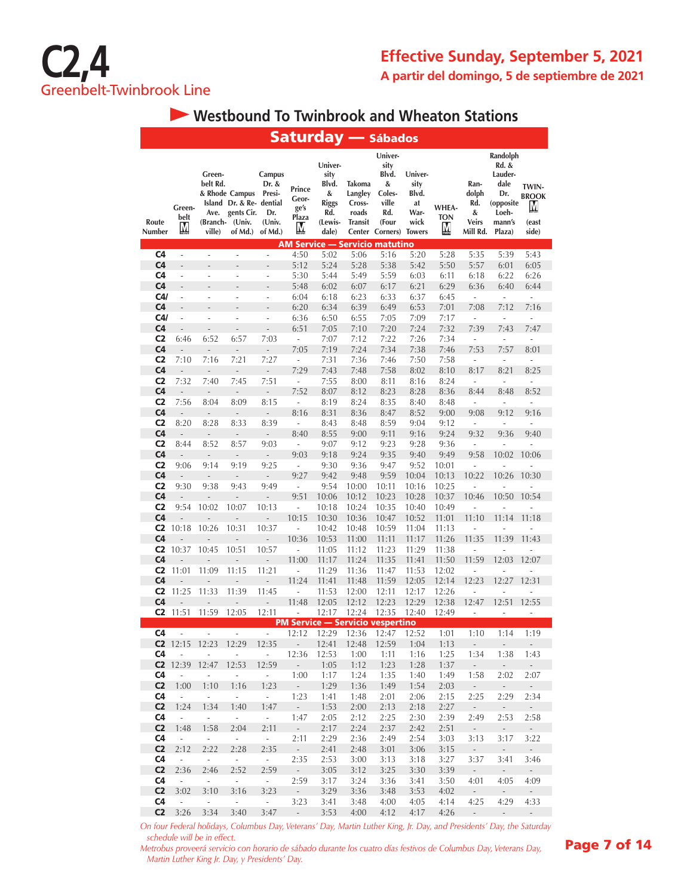# C2,4

Greenbelt-Twinbrook Line

**Effective Sunday, September 5, 2021**

**A partir del domingo, 5 de septiembre de 2021**

## Westbound To Twinbrook and Wheaton Stations

### Saturday — Sábados

| Route Number | Greenbelt M | Greenbelt Rd. & Rhode Island Ave. (Branchville) | Campus Dr. & Regents Cir. (Univ. of Md.) | Campus Dr. & Presidential Dr. (Univ. of Md.) | Prince George's Plaza M | University Blvd. & Riggs Rd. (Lewisdale) | Takoma Langley Crossroads Transit Center | University Blvd. & Colesville Rd. (Four Corners) | University Blvd. at Warwick Towers | WHEATON M | Randolph Rd. & Veirs Mill Rd. | Randolph Rd. & Lauderdale Dr. (opposite Loehmann's Plaza) | TWINBROOK M (east side) |
|---|---|---|---|---|---|---|---|---|---|---|---|---|---|
| **AM Service — Servicio matutino** | | | | | | | | | | | | | |
| C4 | - | - | - | - | 4:50 | 5:02 | 5:06 | 5:16 | 5:20 | 5:28 | 5:35 | 5:39 | 5:43 |
| C4 | - | - | - | - | 5:12 | 5:24 | 5:28 | 5:38 | 5:42 | 5:50 | 5:57 | 6:01 | 6:05 |
| C4 | - | - | - | - | 5:30 | 5:44 | 5:49 | 5:59 | 6:03 | 6:11 | 6:18 | 6:22 | 6:26 |
| C4 | - | - | - | - | 5:48 | 6:02 | 6:07 | 6:17 | 6:21 | 6:29 | 6:36 | 6:40 | 6:44 |
| C4/ | - | - | - | - | 6:04 | 6:18 | 6:23 | 6:33 | 6:37 | 6:45 | - | - | - |
| C4 | - | - | - | - | 6:20 | 6:34 | 6:39 | 6:49 | 6:53 | 7:01 | 7:08 | 7:12 | 7:16 |
| C4/ | - | - | - | - | 6:36 | 6:50 | 6:55 | 7:05 | 7:09 | 7:17 | - | - | - |
| C4 | - | - | - | - | 6:51 | 7:05 | 7:10 | 7:20 | 7:24 | 7:32 | 7:39 | 7:43 | 7:47 |
| C2 | 6:46 | 6:52 | 6:57 | 7:03 | - | 7:07 | 7:12 | 7:22 | 7:26 | 7:34 | - | - | - |
| C4 | - | - | - | - | 7:05 | 7:19 | 7:24 | 7:34 | 7:38 | 7:46 | 7:53 | 7:57 | 8:01 |
| C2 | 7:10 | 7:16 | 7:21 | 7:27 | - | 7:31 | 7:36 | 7:46 | 7:50 | 7:58 | - | - | - |
| C4 | - | - | - | - | 7:29 | 7:43 | 7:48 | 7:58 | 8:02 | 8:10 | 8:17 | 8:21 | 8:25 |
| C2 | 7:32 | 7:40 | 7:45 | 7:51 | - | 7:55 | 8:00 | 8:11 | 8:16 | 8:24 | - | - | - |
| C4 | - | - | - | - | 7:52 | 8:07 | 8:12 | 8:23 | 8:28 | 8:36 | 8:44 | 8:48 | 8:52 |
| C2 | 7:56 | 8:04 | 8:09 | 8:15 | - | 8:19 | 8:24 | 8:35 | 8:40 | 8:48 | - | - | - |
| C4 | - | - | - | - | 8:16 | 8:31 | 8:36 | 8:47 | 8:52 | 9:00 | 9:08 | 9:12 | 9:16 |
| C2 | 8:20 | 8:28 | 8:33 | 8:39 | - | 8:43 | 8:48 | 8:59 | 9:04 | 9:12 | - | - | - |
| C4 | - | - | - | - | 8:40 | 8:55 | 9:00 | 9:11 | 9:16 | 9:24 | 9:32 | 9:36 | 9:40 |
| C2 | 8:44 | 8:52 | 8:57 | 9:03 | - | 9:07 | 9:12 | 9:23 | 9:28 | 9:36 | - | - | - |
| C4 | - | - | - | - | 9:03 | 9:18 | 9:24 | 9:35 | 9:40 | 9:49 | 9:58 | 10:02 | 10:06 |
| C2 | 9:06 | 9:14 | 9:19 | 9:25 | - | 9:30 | 9:36 | 9:47 | 9:52 | 10:01 | - | - | - |
| C4 | - | - | - | - | 9:27 | 9:42 | 9:48 | 9:59 | 10:04 | 10:13 | 10:22 | 10:26 | 10:30 |
| C2 | 9:30 | 9:38 | 9:43 | 9:49 | - | 9:54 | 10:00 | 10:11 | 10:16 | 10:25 | - | - | - |
| C4 | - | - | - | - | 9:51 | 10:06 | 10:12 | 10:23 | 10:28 | 10:37 | 10:46 | 10:50 | 10:54 |
| C2 | 9:54 | 10:02 | 10:07 | 10:13 | - | 10:18 | 10:24 | 10:35 | 10:40 | 10:49 | - | - | - |
| C4 | - | - | - | - | 10:15 | 10:30 | 10:36 | 10:47 | 10:52 | 11:01 | 11:10 | 11:14 | 11:18 |
| C2 | 10:18 | 10:26 | 10:31 | 10:37 | - | 10:42 | 10:48 | 10:59 | 11:04 | 11:13 | - | - | - |
| C4 | - | - | - | - | 10:36 | 10:53 | 11:00 | 11:11 | 11:17 | 11:26 | 11:35 | 11:39 | 11:43 |
| C2 | 10:37 | 10:45 | 10:51 | 10:57 | - | 11:05 | 11:12 | 11:23 | 11:29 | 11:38 | - | - | - |
| C4 | - | - | - | - | 11:00 | 11:17 | 11:24 | 11:35 | 11:41 | 11:50 | 11:59 | 12:03 | 12:07 |
| C2 | 11:01 | 11:09 | 11:15 | 11:21 | - | 11:29 | 11:36 | 11:47 | 11:53 | 12:02 | - | - | - |
| C4 | - | - | - | - | 11:24 | 11:41 | 11:48 | 11:59 | 12:05 | 12:14 | 12:23 | 12:27 | 12:31 |
| C2 | 11:25 | 11:33 | 11:39 | 11:45 | - | 11:53 | 12:00 | 12:11 | 12:17 | 12:26 | - | - | - |
| C4 | - | - | - | - | 11:48 | 12:05 | 12:12 | 12:23 | 12:29 | 12:38 | 12:47 | 12:51 | 12:55 |
| C2 | 11:51 | 11:59 | 12:05 | 12:11 | - | 12:17 | 12:24 | 12:35 | 12:40 | 12:49 | - | - | - |
| **PM Service — Servicio vespertino** | | | | | | | | | | | | | |
| C4 | - | - | - | - | 12:12 | 12:29 | 12:36 | 12:47 | 12:52 | 1:01 | 1:10 | 1:14 | 1:19 |
| C2 | 12:15 | 12:23 | 12:29 | 12:35 | - | 12:41 | 12:48 | 12:59 | 1:04 | 1:13 | - | - | - |
| C4 | - | - | - | - | 12:36 | 12:53 | 1:00 | 1:11 | 1:16 | 1:25 | 1:34 | 1:38 | 1:43 |
| C2 | 12:39 | 12:47 | 12:53 | 12:59 | - | 1:05 | 1:12 | 1:23 | 1:28 | 1:37 | - | - | - |
| C4 | - | - | - | - | 1:00 | 1:17 | 1:24 | 1:35 | 1:40 | 1:49 | 1:58 | 2:02 | 2:07 |
| C2 | 1:00 | 1:10 | 1:16 | 1:23 | - | 1:29 | 1:36 | 1:49 | 1:54 | 2:03 | - | - | - |
| C4 | - | - | - | - | 1:23 | 1:41 | 1:48 | 2:01 | 2:06 | 2:15 | 2:25 | 2:29 | 2:34 |
| C2 | 1:24 | 1:34 | 1:40 | 1:47 | - | 1:53 | 2:00 | 2:13 | 2:18 | 2:27 | - | - | - |
| C4 | - | - | - | - | 1:47 | 2:05 | 2:12 | 2:25 | 2:30 | 2:39 | 2:49 | 2:53 | 2:58 |
| C2 | 1:48 | 1:58 | 2:04 | 2:11 | - | 2:17 | 2:24 | 2:37 | 2:42 | 2:51 | - | - | - |
| C4 | - | - | - | - | 2:11 | 2:29 | 2:36 | 2:49 | 2:54 | 3:03 | 3:13 | 3:17 | 3:22 |
| C2 | 2:12 | 2:22 | 2:28 | 2:35 | - | 2:41 | 2:48 | 3:01 | 3:06 | 3:15 | - | - | - |
| C4 | - | - | - | - | 2:35 | 2:53 | 3:00 | 3:13 | 3:18 | 3:27 | 3:37 | 3:41 | 3:46 |
| C2 | 2:36 | 2:46 | 2:52 | 2:59 | - | 3:05 | 3:12 | 3:25 | 3:30 | 3:39 | - | - | - |
| C4 | - | - | - | - | 2:59 | 3:17 | 3:24 | 3:36 | 3:41 | 3:50 | 4:01 | 4:05 | 4:09 |
| C2 | 3:02 | 3:10 | 3:16 | 3:23 | - | 3:29 | 3:36 | 3:48 | 3:53 | 4:02 | - | - | - |
| C4 | - | - | - | - | 3:23 | 3:41 | 3:48 | 4:00 | 4:05 | 4:14 | 4:25 | 4:29 | 4:33 |
| C2 | 3:26 | 3:34 | 3:40 | 3:47 | - | 3:53 | 4:00 | 4:12 | 4:17 | 4:26 | - | - | - |

*On four Federal holidays, Columbus Day, Veterans' Day, Martin Luther King, Jr. Day, and Presidents' Day, the Saturday schedule will be in effect.*

*Metrobus proveerá servicio con horario de sábado durante los cuatro días festivos de Columbus Day, Veterans Day, Martin Luther King Jr. Day, y Presidents' Day.*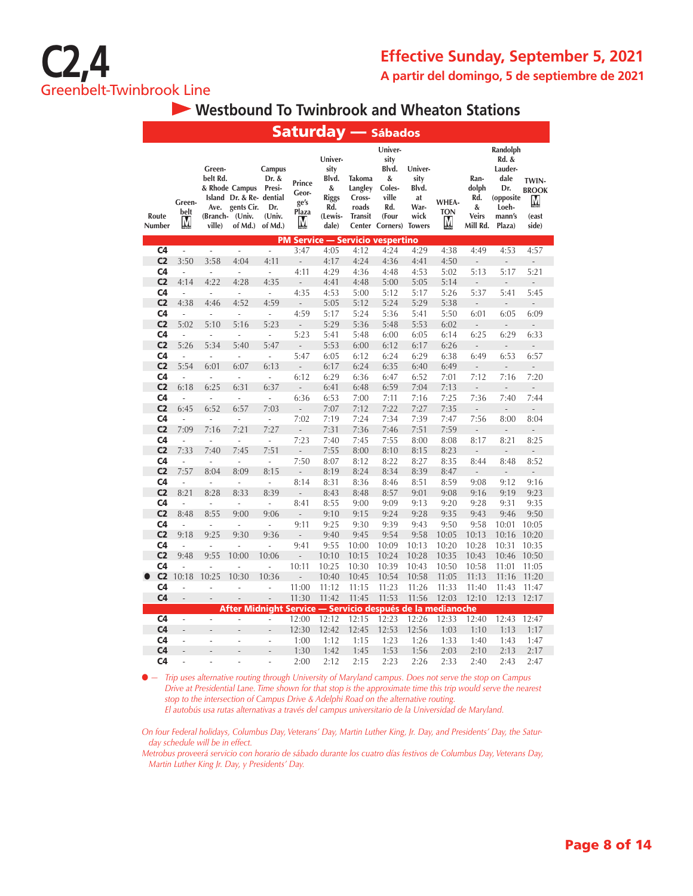# C2,4

Greenbelt-Twinbrook Line

**Effective Sunday, September 5, 2021**

**A partir del domingo, 5 de septiembre de 2021**

## Westbound To Twinbrook and Wheaton Stations

### Saturday — Sábados

| Route Number | Greenbelt Ⓜ | Greenbelt Rd. & Rhode Island Ave. (Branchville) | Campus Dr. & Regents Cir. (Univ. of Md.) | Campus Dr. & Presidential Dr. (Univ. of Md.) | Prince George's Plaza Ⓜ | University Blvd. & Riggs Rd. (Lewisdale) | Takoma Langley Crossroads Transit Center | University Blvd. & Colesville Rd. (Four Corners) | University Blvd. at Warwick Towers | WHEATON Ⓜ | Randolph Rd. & Veirs Mill Rd. | Randolph Rd. & Lauderdale Dr. (opposite Loehmann's Plaza) | TWINBROOK Ⓜ (east side) |
|---|---|---|---|---|---|---|---|---|---|---|---|---|---|
| **PM Service — Servicio vespertino** | | | | | | | | | | | | | |
| C4 | - | - | - | - | 3:47 | 4:05 | 4:12 | 4:24 | 4:29 | 4:38 | 4:49 | 4:53 | 4:57 |
| C2 | 3:50 | 3:58 | 4:04 | 4:11 | - | 4:17 | 4:24 | 4:36 | 4:41 | 4:50 | - | - | - |
| C4 | - | - | - | - | 4:11 | 4:29 | 4:36 | 4:48 | 4:53 | 5:02 | 5:13 | 5:17 | 5:21 |
| C2 | 4:14 | 4:22 | 4:28 | 4:35 | - | 4:41 | 4:48 | 5:00 | 5:05 | 5:14 | - | - | - |
| C4 | - | - | - | - | 4:35 | 4:53 | 5:00 | 5:12 | 5:17 | 5:26 | 5:37 | 5:41 | 5:45 |
| C2 | 4:38 | 4:46 | 4:52 | 4:59 | - | 5:05 | 5:12 | 5:24 | 5:29 | 5:38 | - | - | - |
| C4 | - | - | - | - | 4:59 | 5:17 | 5:24 | 5:36 | 5:41 | 5:50 | 6:01 | 6:05 | 6:09 |
| C2 | 5:02 | 5:10 | 5:16 | 5:23 | - | 5:29 | 5:36 | 5:48 | 5:53 | 6:02 | - | - | - |
| C4 | - | - | - | - | 5:23 | 5:41 | 5:48 | 6:00 | 6:05 | 6:14 | 6:25 | 6:29 | 6:33 |
| C2 | 5:26 | 5:34 | 5:40 | 5:47 | - | 5:53 | 6:00 | 6:12 | 6:17 | 6:26 | - | - | - |
| C4 | - | - | - | - | 5:47 | 6:05 | 6:12 | 6:24 | 6:29 | 6:38 | 6:49 | 6:53 | 6:57 |
| C2 | 5:54 | 6:01 | 6:07 | 6:13 | - | 6:17 | 6:24 | 6:35 | 6:40 | 6:49 | - | - | - |
| C4 | - | - | - | - | 6:12 | 6:29 | 6:36 | 6:47 | 6:52 | 7:01 | 7:12 | 7:16 | 7:20 |
| C2 | 6:18 | 6:25 | 6:31 | 6:37 | - | 6:41 | 6:48 | 6:59 | 7:04 | 7:13 | - | - | - |
| C4 | - | - | - | - | 6:36 | 6:53 | 7:00 | 7:11 | 7:16 | 7:25 | 7:36 | 7:40 | 7:44 |
| C2 | 6:45 | 6:52 | 6:57 | 7:03 | - | 7:07 | 7:12 | 7:22 | 7:27 | 7:35 | - | - | - |
| C4 | - | - | - | - | 7:02 | 7:19 | 7:24 | 7:34 | 7:39 | 7:47 | 7:56 | 8:00 | 8:04 |
| C2 | 7:09 | 7:16 | 7:21 | 7:27 | - | 7:31 | 7:36 | 7:46 | 7:51 | 7:59 | - | - | - |
| C4 | - | - | - | - | 7:23 | 7:40 | 7:45 | 7:55 | 8:00 | 8:08 | 8:17 | 8:21 | 8:25 |
| C2 | 7:33 | 7:40 | 7:45 | 7:51 | - | 7:55 | 8:00 | 8:10 | 8:15 | 8:23 | - | - | - |
| C4 | - | - | - | - | 7:50 | 8:07 | 8:12 | 8:22 | 8:27 | 8:35 | 8:44 | 8:48 | 8:52 |
| C2 | 7:57 | 8:04 | 8:09 | 8:15 | - | 8:19 | 8:24 | 8:34 | 8:39 | 8:47 | - | - | - |
| C4 | - | - | - | - | 8:14 | 8:31 | 8:36 | 8:46 | 8:51 | 8:59 | 9:08 | 9:12 | 9:16 |
| C2 | 8:21 | 8:28 | 8:33 | 8:39 | - | 8:43 | 8:48 | 8:57 | 9:01 | 9:08 | 9:16 | 9:19 | 9:23 |
| C4 | - | - | - | - | 8:41 | 8:55 | 9:00 | 9:09 | 9:13 | 9:20 | 9:28 | 9:31 | 9:35 |
| C2 | 8:48 | 8:55 | 9:00 | 9:06 | - | 9:10 | 9:15 | 9:24 | 9:28 | 9:35 | 9:43 | 9:46 | 9:50 |
| C4 | - | - | - | - | 9:11 | 9:25 | 9:30 | 9:39 | 9:43 | 9:50 | 9:58 | 10:01 | 10:05 |
| C2 | 9:18 | 9:25 | 9:30 | 9:36 | - | 9:40 | 9:45 | 9:54 | 9:58 | 10:05 | 10:13 | 10:16 | 10:20 |
| C4 | - | - | - | - | 9:41 | 9:55 | 10:00 | 10:09 | 10:13 | 10:20 | 10:28 | 10:31 | 10:35 |
| C2 | 9:48 | 9:55 | 10:00 | 10:06 | - | 10:10 | 10:15 | 10:24 | 10:28 | 10:35 | 10:43 | 10:46 | 10:50 |
| C4 | - | - | - | - | 10:11 | 10:25 | 10:30 | 10:39 | 10:43 | 10:50 | 10:58 | 11:01 | 11:05 |
| ● C2 | 10:18 | 10:25 | 10:30 | 10:36 | - | 10:40 | 10:45 | 10:54 | 10:58 | 11:05 | 11:13 | 11:16 | 11:20 |
| C4 | - | - | - | - | 11:00 | 11:12 | 11:15 | 11:23 | 11:26 | 11:33 | 11:40 | 11:43 | 11:47 |
| C4 | - | - | - | - | 11:30 | 11:42 | 11:45 | 11:53 | 11:56 | 12:03 | 12:10 | 12:13 | 12:17 |
| **After Midnight Service — Servicio después de la medianoche** | | | | | | | | | | | | | |
| C4 | - | - | - | - | 12:00 | 12:12 | 12:15 | 12:23 | 12:26 | 12:33 | 12:40 | 12:43 | 12:47 |
| C4 | - | - | - | - | 12:30 | 12:42 | 12:45 | 12:53 | 12:56 | 1:03 | 1:10 | 1:13 | 1:17 |
| C4 | - | - | - | - | 1:00 | 1:12 | 1:15 | 1:23 | 1:26 | 1:33 | 1:40 | 1:43 | 1:47 |
| C4 | - | - | - | - | 1:30 | 1:42 | 1:45 | 1:53 | 1:56 | 2:03 | 2:10 | 2:13 | 2:17 |
| C4 | - | - | - | - | 2:00 | 2:12 | 2:15 | 2:23 | 2:26 | 2:33 | 2:40 | 2:43 | 2:47 |

● — *Trip uses alternative routing through University of Maryland campus. Does not serve the stop on Campus Drive at Presidential Lane. Time shown for that stop is the approximate time this trip would serve the nearest stop to the intersection of Campus Drive & Adelphi Road on the alternative routing.*
*El autobús usa rutas alternativas a través del campus universitario de la Universidad de Maryland.*

*On four Federal holidays, Columbus Day, Veterans' Day, Martin Luther King, Jr. Day, and Presidents' Day, the Saturday schedule will be in effect.*
*Metrobus proveerá servicio con horario de sábado durante los cuatro días festivos de Columbus Day, Veterans Day, Martin Luther King Jr. Day, y Presidents' Day.*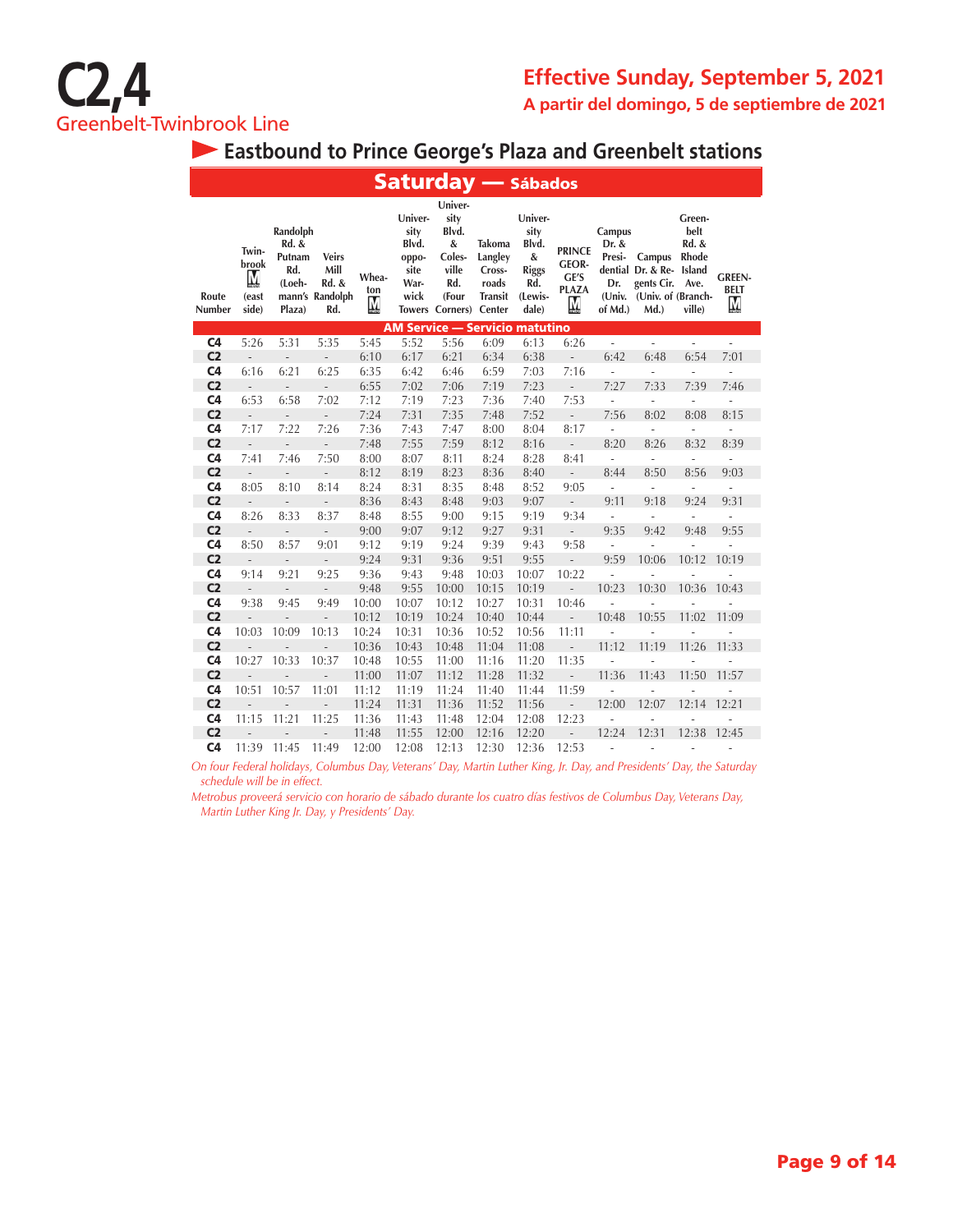# C2,4
## Greenbelt-Twinbrook Line

**Effective Sunday, September 5, 2021**
**A partir del domingo, 5 de septiembre de 2021**

## Eastbound to Prince George's Plaza and Greenbelt stations

### Saturday — Sábados

| Route Number | Twinbrook (east side) | Randolph Rd. & Putnam Rd. (Loehmann's Plaza) | Veirs Mill Rd. & Randolph Rd. | Wheaton | University Blvd. opposite Warwick Towers | University Blvd. & Colesville Rd. (Four Corners) | Takoma Langley Crossroads Transit Center | University Blvd. & Riggs Rd. (Lewisdale) | PRINCE GEORGE'S PLAZA | Campus Dr. & Presidential Dr. (Univ. of Md.) | Campus Dr. & Regents Cir. (Univ. of Md.) | Greenbelt Rd. & Rhode Island Ave. (Branchville) | GREENBELT |
|---|---|---|---|---|---|---|---|---|---|---|---|---|---|
| **AM Service — Servicio matutino** | | | | | | | | | | | | | |
| C4 | 5:26 | 5:31 | 5:35 | 5:45 | 5:52 | 5:56 | 6:09 | 6:13 | 6:26 | - | - | - | - |
| C2 | - | - | - | 6:10 | 6:17 | 6:21 | 6:34 | 6:38 | - | 6:42 | 6:48 | 6:54 | 7:01 |
| C4 | 6:16 | 6:21 | 6:25 | 6:35 | 6:42 | 6:46 | 6:59 | 7:03 | 7:16 | - | - | - | - |
| C2 | - | - | - | 6:55 | 7:02 | 7:06 | 7:19 | 7:23 | - | 7:27 | 7:33 | 7:39 | 7:46 |
| C4 | 6:53 | 6:58 | 7:02 | 7:12 | 7:19 | 7:23 | 7:36 | 7:40 | 7:53 | - | - | - | - |
| C2 | - | - | - | 7:24 | 7:31 | 7:35 | 7:48 | 7:52 | - | 7:56 | 8:02 | 8:08 | 8:15 |
| C4 | 7:17 | 7:22 | 7:26 | 7:36 | 7:43 | 7:47 | 8:00 | 8:04 | 8:17 | - | - | - | - |
| C2 | - | - | - | 7:48 | 7:55 | 7:59 | 8:12 | 8:16 | - | 8:20 | 8:26 | 8:32 | 8:39 |
| C4 | 7:41 | 7:46 | 7:50 | 8:00 | 8:07 | 8:11 | 8:24 | 8:28 | 8:41 | - | - | - | - |
| C2 | - | - | - | 8:12 | 8:19 | 8:23 | 8:36 | 8:40 | - | 8:44 | 8:50 | 8:56 | 9:03 |
| C4 | 8:05 | 8:10 | 8:14 | 8:24 | 8:31 | 8:35 | 8:48 | 8:52 | 9:05 | - | - | - | - |
| C2 | - | - | - | 8:36 | 8:43 | 8:48 | 9:03 | 9:07 | - | 9:11 | 9:18 | 9:24 | 9:31 |
| C4 | 8:26 | 8:33 | 8:37 | 8:48 | 8:55 | 9:00 | 9:15 | 9:19 | 9:34 | - | - | - | - |
| C2 | - | - | - | 9:00 | 9:07 | 9:12 | 9:27 | 9:31 | - | 9:35 | 9:42 | 9:48 | 9:55 |
| C4 | 8:50 | 8:57 | 9:01 | 9:12 | 9:19 | 9:24 | 9:39 | 9:43 | 9:58 | - | - | - | - |
| C2 | - | - | - | 9:24 | 9:31 | 9:36 | 9:51 | 9:55 | - | 9:59 | 10:06 | 10:12 | 10:19 |
| C4 | 9:14 | 9:21 | 9:25 | 9:36 | 9:43 | 9:48 | 10:03 | 10:07 | 10:22 | - | - | - | - |
| C2 | - | - | - | 9:48 | 9:55 | 10:00 | 10:15 | 10:19 | - | 10:23 | 10:30 | 10:36 | 10:43 |
| C4 | 9:38 | 9:45 | 9:49 | 10:00 | 10:07 | 10:12 | 10:27 | 10:31 | 10:46 | - | - | - | - |
| C2 | - | - | - | 10:12 | 10:19 | 10:24 | 10:40 | 10:44 | - | 10:48 | 10:55 | 11:02 | 11:09 |
| C4 | 10:03 | 10:09 | 10:13 | 10:24 | 10:31 | 10:36 | 10:52 | 10:56 | 11:11 | - | - | - | - |
| C2 | - | - | - | 10:36 | 10:43 | 10:48 | 11:04 | 11:08 | - | 11:12 | 11:19 | 11:26 | 11:33 |
| C4 | 10:27 | 10:33 | 10:37 | 10:48 | 10:55 | 11:00 | 11:16 | 11:20 | 11:35 | - | - | - | - |
| C2 | - | - | - | 11:00 | 11:07 | 11:12 | 11:28 | 11:32 | - | 11:36 | 11:43 | 11:50 | 11:57 |
| C4 | 10:51 | 10:57 | 11:01 | 11:12 | 11:19 | 11:24 | 11:40 | 11:44 | 11:59 | - | - | - | - |
| C2 | - | - | - | 11:24 | 11:31 | 11:36 | 11:52 | 11:56 | - | 12:00 | 12:07 | 12:14 | 12:21 |
| C4 | 11:15 | 11:21 | 11:25 | 11:36 | 11:43 | 11:48 | 12:04 | 12:08 | 12:23 | - | - | - | - |
| C2 | - | - | - | 11:48 | 11:55 | 12:00 | 12:16 | 12:20 | - | 12:24 | 12:31 | 12:38 | 12:45 |
| C4 | 11:39 | 11:45 | 11:49 | 12:00 | 12:08 | 12:13 | 12:30 | 12:36 | 12:53 | - | - | - | - |

*On four Federal holidays, Columbus Day, Veterans' Day, Martin Luther King, Jr. Day, and Presidents' Day, the Saturday schedule will be in effect.*

*Metrobus proveerá servicio con horario de sábado durante los cuatro días festivos de Columbus Day, Veterans Day, Martin Luther King Jr. Day, y Presidents' Day.*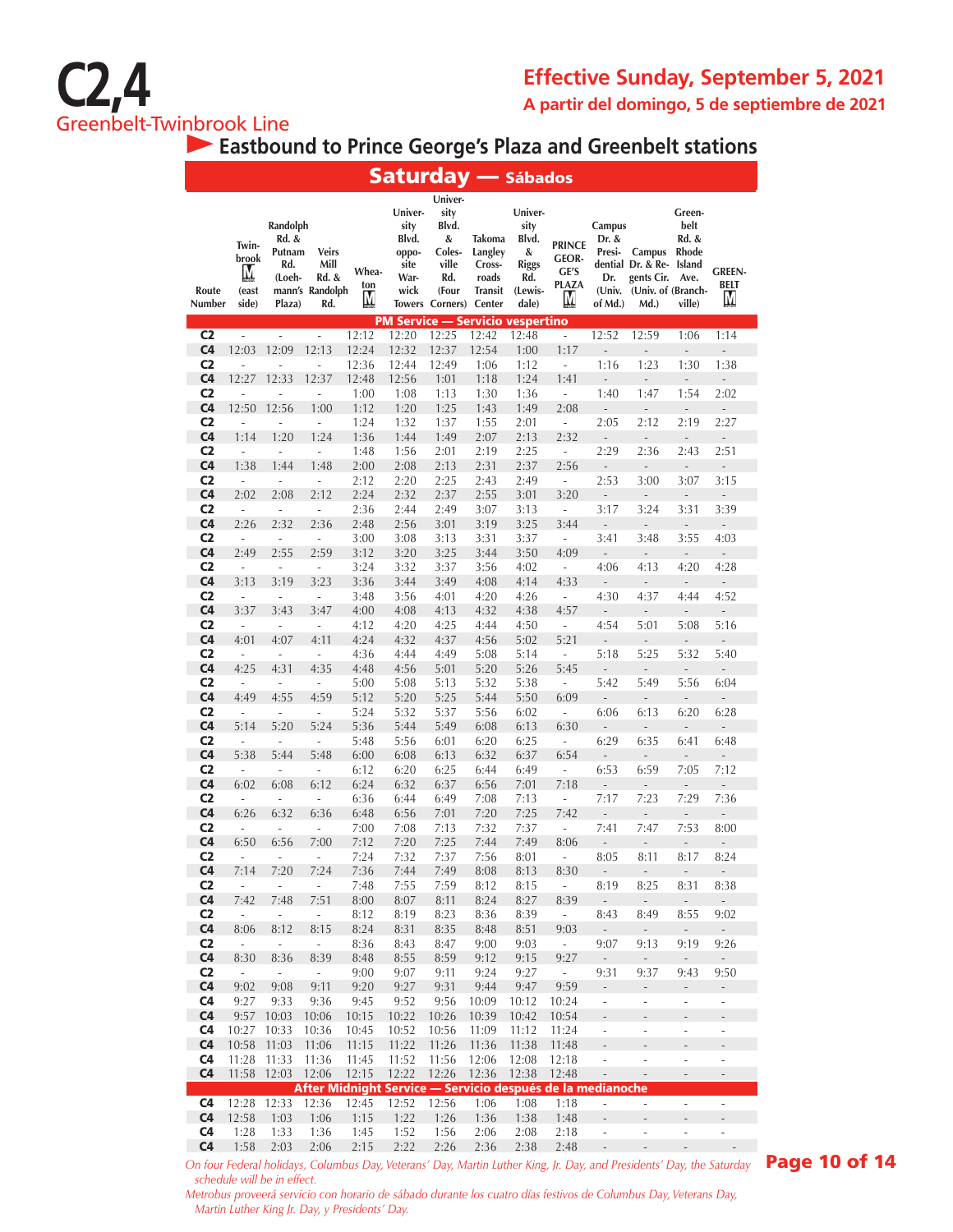# C2,4

Greenbelt-Twinbrook Line

**Effective Sunday, September 5, 2021**

**A partir del domingo, 5 de septiembre de 2021**

## Eastbound to Prince George's Plaza and Greenbelt stations

### Saturday — Sábados

| Route Number | Twinbrook (east side) | Randolph Rd. & Putnam Rd. (Loehmann's Plaza) | Veirs Mill Rd. & Randolph Rd. | Wheaton | University Blvd. opposite Warwick Towers | University Blvd. & Colesville Rd. (Four Corners) | Takoma Langley Crossroads Transit Center | University Blvd. & Riggs Rd. (Lewisdale) | PRINCE GEORGE'S PLAZA | Campus Dr. & Presidential Dr. (Univ. of Md.) | Campus Dr. & Regents Cir. (Univ. of Md.) | Greenbelt Rd. & Rhode Island Ave. (Branchville) | GREENBELT |
|---|---|---|---|---|---|---|---|---|---|---|---|---|---|
| **PM Service — Servicio vespertino** | | | | | | | | | | | | | |
| C2 | - | - | - | 12:12 | 12:20 | 12:25 | 12:42 | 12:48 | - | 12:52 | 12:59 | 1:06 | 1:14 |
| C4 | 12:03 | 12:09 | 12:13 | 12:24 | 12:32 | 12:37 | 12:54 | 1:00 | 1:17 | - | - | - | - |
| C2 | - | - | - | 12:36 | 12:44 | 12:49 | 1:06 | 1:12 | - | 1:16 | 1:23 | 1:30 | 1:38 |
| C4 | 12:27 | 12:33 | 12:37 | 12:48 | 12:56 | 1:01 | 1:18 | 1:24 | 1:41 | - | - | - | - |
| C2 | - | - | - | 1:00 | 1:08 | 1:13 | 1:30 | 1:36 | - | 1:40 | 1:47 | 1:54 | 2:02 |
| C4 | 12:50 | 12:56 | 1:00 | 1:12 | 1:20 | 1:25 | 1:43 | 1:49 | 2:08 | - | - | - | - |
| C2 | - | - | - | 1:24 | 1:32 | 1:37 | 1:55 | 2:01 | - | 2:05 | 2:12 | 2:19 | 2:27 |
| C4 | 1:14 | 1:20 | 1:24 | 1:36 | 1:44 | 1:49 | 2:07 | 2:13 | 2:32 | - | - | - | - |
| C2 | - | - | - | 1:48 | 1:56 | 2:01 | 2:19 | 2:25 | - | 2:29 | 2:36 | 2:43 | 2:51 |
| C4 | 1:38 | 1:44 | 1:48 | 2:00 | 2:08 | 2:13 | 2:31 | 2:37 | 2:56 | - | - | - | - |
| C2 | - | - | - | 2:12 | 2:20 | 2:25 | 2:43 | 2:49 | - | 2:53 | 3:00 | 3:07 | 3:15 |
| C4 | 2:02 | 2:08 | 2:12 | 2:24 | 2:32 | 2:37 | 2:55 | 3:01 | 3:20 | - | - | - | - |
| C2 | - | - | - | 2:36 | 2:44 | 2:49 | 3:07 | 3:13 | - | 3:17 | 3:24 | 3:31 | 3:39 |
| C4 | 2:26 | 2:32 | 2:36 | 2:48 | 2:56 | 3:01 | 3:19 | 3:25 | 3:44 | - | - | - | - |
| C2 | - | - | - | 3:00 | 3:08 | 3:13 | 3:31 | 3:37 | - | 3:41 | 3:48 | 3:55 | 4:03 |
| C4 | 2:49 | 2:55 | 2:59 | 3:12 | 3:20 | 3:25 | 3:44 | 3:50 | 4:09 | - | - | - | - |
| C2 | - | - | - | 3:24 | 3:32 | 3:37 | 3:56 | 4:02 | - | 4:06 | 4:13 | 4:20 | 4:28 |
| C4 | 3:13 | 3:19 | 3:23 | 3:36 | 3:44 | 3:49 | 4:08 | 4:14 | 4:33 | - | - | - | - |
| C2 | - | - | - | 3:48 | 3:56 | 4:01 | 4:20 | 4:26 | - | 4:30 | 4:37 | 4:44 | 4:52 |
| C4 | 3:37 | 3:43 | 3:47 | 4:00 | 4:08 | 4:13 | 4:32 | 4:38 | 4:57 | - | - | - | - |
| C2 | - | - | - | 4:12 | 4:20 | 4:25 | 4:44 | 4:50 | - | 4:54 | 5:01 | 5:08 | 5:16 |
| C4 | 4:01 | 4:07 | 4:11 | 4:24 | 4:32 | 4:37 | 4:56 | 5:02 | 5:21 | - | - | - | - |
| C2 | - | - | - | 4:36 | 4:44 | 4:49 | 5:08 | 5:14 | - | 5:18 | 5:25 | 5:32 | 5:40 |
| C4 | 4:25 | 4:31 | 4:35 | 4:48 | 4:56 | 5:01 | 5:20 | 5:26 | 5:45 | - | - | - | - |
| C2 | - | - | - | 5:00 | 5:08 | 5:13 | 5:32 | 5:38 | - | 5:42 | 5:49 | 5:56 | 6:04 |
| C4 | 4:49 | 4:55 | 4:59 | 5:12 | 5:20 | 5:25 | 5:44 | 5:50 | 6:09 | - | - | - | - |
| C2 | - | - | - | 5:24 | 5:32 | 5:37 | 5:56 | 6:02 | - | 6:06 | 6:13 | 6:20 | 6:28 |
| C4 | 5:14 | 5:20 | 5:24 | 5:36 | 5:44 | 5:49 | 6:08 | 6:13 | 6:30 | - | - | - | - |
| C2 | - | - | - | 5:48 | 5:56 | 6:01 | 6:20 | 6:25 | - | 6:29 | 6:35 | 6:41 | 6:48 |
| C4 | 5:38 | 5:44 | 5:48 | 6:00 | 6:08 | 6:13 | 6:32 | 6:37 | 6:54 | - | - | - | - |
| C2 | - | - | - | 6:12 | 6:20 | 6:25 | 6:44 | 6:49 | - | 6:53 | 6:59 | 7:05 | 7:12 |
| C4 | 6:02 | 6:08 | 6:12 | 6:24 | 6:32 | 6:37 | 6:56 | 7:01 | 7:18 | - | - | - | - |
| C2 | - | - | - | 6:36 | 6:44 | 6:49 | 7:08 | 7:13 | - | 7:17 | 7:23 | 7:29 | 7:36 |
| C4 | 6:26 | 6:32 | 6:36 | 6:48 | 6:56 | 7:01 | 7:20 | 7:25 | 7:42 | - | - | - | - |
| C2 | - | - | - | 7:00 | 7:08 | 7:13 | 7:32 | 7:37 | - | 7:41 | 7:47 | 7:53 | 8:00 |
| C4 | 6:50 | 6:56 | 7:00 | 7:12 | 7:20 | 7:25 | 7:44 | 7:49 | 8:06 | - | - | - | - |
| C2 | - | - | - | 7:24 | 7:32 | 7:37 | 7:56 | 8:01 | - | 8:05 | 8:11 | 8:17 | 8:24 |
| C4 | 7:14 | 7:20 | 7:24 | 7:36 | 7:44 | 7:49 | 8:08 | 8:13 | 8:30 | - | - | - | - |
| C2 | - | - | - | 7:48 | 7:55 | 7:59 | 8:12 | 8:15 | - | 8:19 | 8:25 | 8:31 | 8:38 |
| C4 | 7:42 | 7:48 | 7:51 | 8:00 | 8:07 | 8:11 | 8:24 | 8:27 | 8:39 | - | - | - | - |
| C2 | - | - | - | 8:12 | 8:19 | 8:23 | 8:36 | 8:39 | - | 8:43 | 8:49 | 8:55 | 9:02 |
| C4 | 8:06 | 8:12 | 8:15 | 8:24 | 8:31 | 8:35 | 8:48 | 8:51 | 9:03 | - | - | - | - |
| C2 | - | - | - | 8:36 | 8:43 | 8:47 | 9:00 | 9:03 | - | 9:07 | 9:13 | 9:19 | 9:26 |
| C4 | 8:30 | 8:36 | 8:39 | 8:48 | 8:55 | 8:59 | 9:12 | 9:15 | 9:27 | - | - | - | - |
| C2 | - | - | - | 9:00 | 9:07 | 9:11 | 9:24 | 9:27 | - | 9:31 | 9:37 | 9:43 | 9:50 |
| C4 | 9:02 | 9:08 | 9:11 | 9:20 | 9:27 | 9:31 | 9:44 | 9:47 | 9:59 | - | - | - | - |
| C4 | 9:27 | 9:33 | 9:36 | 9:45 | 9:52 | 9:56 | 10:09 | 10:12 | 10:24 | - | - | - | - |
| C4 | 9:57 | 10:03 | 10:06 | 10:15 | 10:22 | 10:26 | 10:39 | 10:42 | 10:54 | - | - | - | - |
| C4 | 10:27 | 10:33 | 10:36 | 10:45 | 10:52 | 10:56 | 11:09 | 11:12 | 11:24 | - | - | - | - |
| C4 | 10:58 | 11:03 | 11:06 | 11:15 | 11:22 | 11:26 | 11:36 | 11:38 | 11:48 | - | - | - | - |
| C4 | 11:28 | 11:33 | 11:36 | 11:45 | 11:52 | 11:56 | 12:06 | 12:08 | 12:18 | - | - | - | - |
| C4 | 11:58 | 12:03 | 12:06 | 12:15 | 12:22 | 12:26 | 12:36 | 12:38 | 12:48 | - | - | - | - |
| **After Midnight Service — Servicio después de la medianoche** | | | | | | | | | | | | | |
| C4 | 12:28 | 12:33 | 12:36 | 12:45 | 12:52 | 12:56 | 1:06 | 1:08 | 1:18 | - | - | - | - |
| C4 | 12:58 | 1:03 | 1:06 | 1:15 | 1:22 | 1:26 | 1:36 | 1:38 | 1:48 | - | - | - | - |
| C4 | 1:28 | 1:33 | 1:36 | 1:45 | 1:52 | 1:56 | 2:06 | 2:08 | 2:18 | - | - | - | - |
| C4 | 1:58 | 2:03 | 2:06 | 2:15 | 2:22 | 2:26 | 2:36 | 2:38 | 2:48 | - | - | - | - |

*On four Federal holidays, Columbus Day, Veterans' Day, Martin Luther King, Jr. Day, and Presidents' Day, the Saturday schedule will be in effect.*

*Metrobus proveerá servicio con horario de sábado durante los cuatro días festivos de Columbus Day, Veterans Day, Martin Luther King Jr. Day, y Presidents' Day.*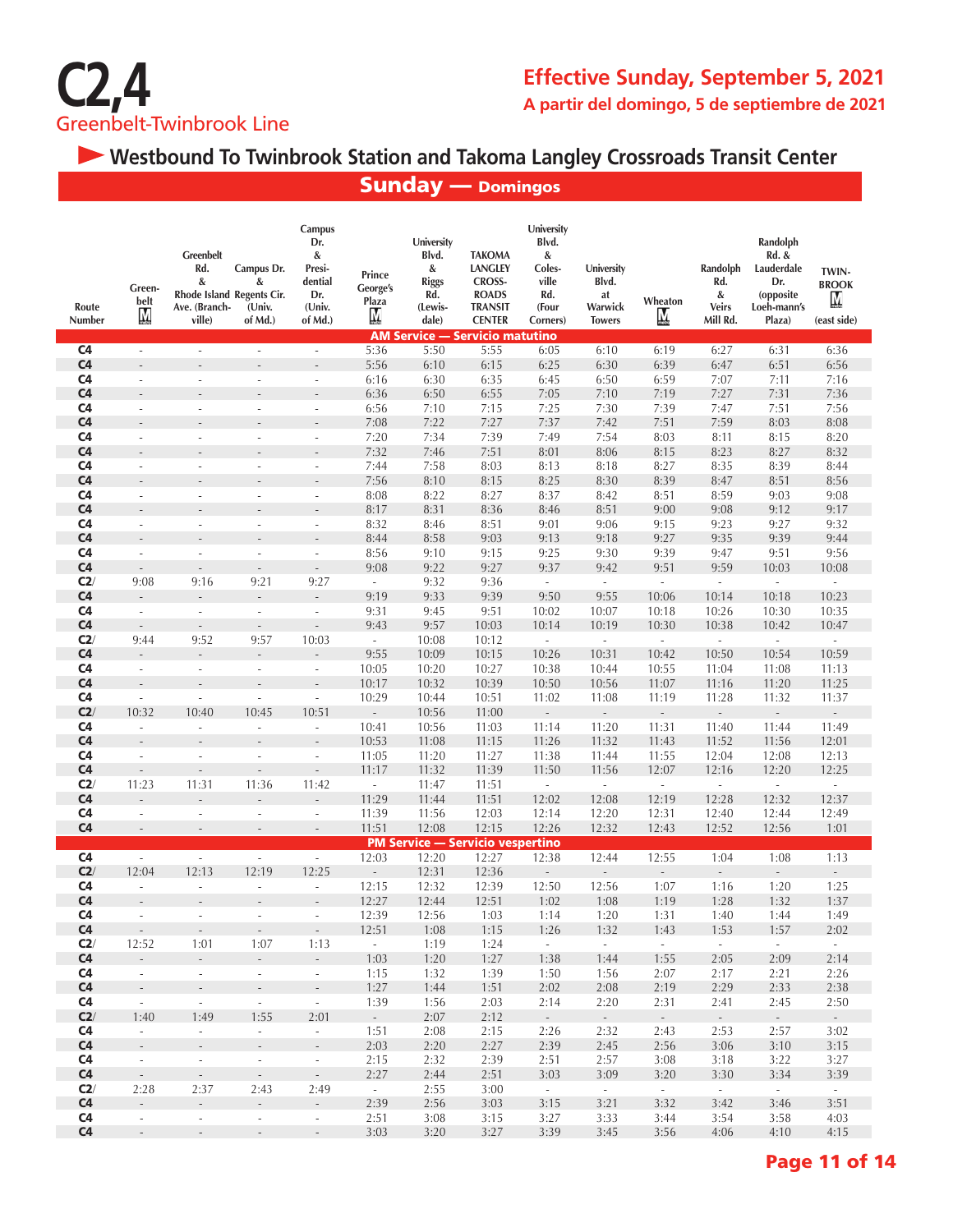# C2,4

Greenbelt-Twinbrook Line

**Effective Sunday, September 5, 2021**

**A partir del domingo, 5 de septiembre de 2021**

## ► Westbound To Twinbrook Station and Takoma Langley Crossroads Transit Center

### Sunday — Domingos

| Route Number | Greenbelt M | Greenbelt Rd. & Rhode Island Ave. (Branchville) | Campus Dr. & Regents Cir. (Univ. of Md.) | Campus Dr. & Presidential Dr. (Univ. of Md.) | Prince George's Plaza M | University Blvd. & Riggs Rd. (Lewisdale) | TAKOMA LANGLEY CROSSROADS TRANSIT CENTER | University Blvd. & Colesville Rd. (Four Corners) | University Blvd. at Warwick Towers | Wheaton M | Randolph Rd. & Veirs Mill Rd. | Randolph Rd. & Lauderdale Dr. (opposite Loeh-mann's Plaza) | TWINBROOK M (east side) |
|---|---|---|---|---|---|---|---|---|---|---|---|---|---|
| **AM Service — Servicio matutino** | | | | | | | | | | | | | |
| C4 | - | - | - | - | 5:36 | 5:50 | 5:55 | 6:05 | 6:10 | 6:19 | 6:27 | 6:31 | 6:36 |
| C4 | - | - | - | - | 5:56 | 6:10 | 6:15 | 6:25 | 6:30 | 6:39 | 6:47 | 6:51 | 6:56 |
| C4 | - | - | - | - | 6:16 | 6:30 | 6:35 | 6:45 | 6:50 | 6:59 | 7:07 | 7:11 | 7:16 |
| C4 | - | - | - | - | 6:36 | 6:50 | 6:55 | 7:05 | 7:10 | 7:19 | 7:27 | 7:31 | 7:36 |
| C4 | - | - | - | - | 6:56 | 7:10 | 7:15 | 7:25 | 7:30 | 7:39 | 7:47 | 7:51 | 7:56 |
| C4 | - | - | - | - | 7:08 | 7:22 | 7:27 | 7:37 | 7:42 | 7:51 | 7:59 | 8:03 | 8:08 |
| C4 | - | - | - | - | 7:20 | 7:34 | 7:39 | 7:49 | 7:54 | 8:03 | 8:11 | 8:15 | 8:20 |
| C4 | - | - | - | - | 7:32 | 7:46 | 7:51 | 8:01 | 8:06 | 8:15 | 8:23 | 8:27 | 8:32 |
| C4 | - | - | - | - | 7:44 | 7:58 | 8:03 | 8:13 | 8:18 | 8:27 | 8:35 | 8:39 | 8:44 |
| C4 | - | - | - | - | 7:56 | 8:10 | 8:15 | 8:25 | 8:30 | 8:39 | 8:47 | 8:51 | 8:56 |
| C4 | - | - | - | - | 8:08 | 8:22 | 8:27 | 8:37 | 8:42 | 8:51 | 8:59 | 9:03 | 9:08 |
| C4 | - | - | - | - | 8:17 | 8:31 | 8:36 | 8:46 | 8:51 | 9:00 | 9:08 | 9:12 | 9:17 |
| C4 | - | - | - | - | 8:32 | 8:46 | 8:51 | 9:01 | 9:06 | 9:15 | 9:23 | 9:27 | 9:32 |
| C4 | - | - | - | - | 8:44 | 8:58 | 9:03 | 9:13 | 9:18 | 9:27 | 9:35 | 9:39 | 9:44 |
| C4 | - | - | - | - | 8:56 | 9:10 | 9:15 | 9:25 | 9:30 | 9:39 | 9:47 | 9:51 | 9:56 |
| C4 | - | - | - | - | 9:08 | 9:22 | 9:27 | 9:37 | 9:42 | 9:51 | 9:59 | 10:03 | 10:08 |
| C2/ | 9:08 | 9:16 | 9:21 | 9:27 | - | 9:32 | 9:36 | - | - | - | - | - | - |
| C4 | - | - | - | - | 9:19 | 9:33 | 9:39 | 9:50 | 9:55 | 10:06 | 10:14 | 10:18 | 10:23 |
| C4 | - | - | - | - | 9:31 | 9:45 | 9:51 | 10:02 | 10:07 | 10:18 | 10:26 | 10:30 | 10:35 |
| C4 | - | - | - | - | 9:43 | 9:57 | 10:03 | 10:14 | 10:19 | 10:30 | 10:38 | 10:42 | 10:47 |
| C2/ | 9:44 | 9:52 | 9:57 | 10:03 | - | 10:08 | 10:12 | - | - | - | - | - | - |
| C4 | - | - | - | - | 9:55 | 10:09 | 10:15 | 10:26 | 10:31 | 10:42 | 10:50 | 10:54 | 10:59 |
| C4 | - | - | - | - | 10:05 | 10:20 | 10:27 | 10:38 | 10:44 | 10:55 | 11:04 | 11:08 | 11:13 |
| C4 | - | - | - | - | 10:17 | 10:32 | 10:39 | 10:50 | 10:56 | 11:07 | 11:16 | 11:20 | 11:25 |
| C4 | - | - | - | - | 10:29 | 10:44 | 10:51 | 11:02 | 11:08 | 11:19 | 11:28 | 11:32 | 11:37 |
| C2/ | 10:32 | 10:40 | 10:45 | 10:51 | - | 10:56 | 11:00 | - | - | - | - | - | - |
| C4 | - | - | - | - | 10:41 | 10:56 | 11:03 | 11:14 | 11:20 | 11:31 | 11:40 | 11:44 | 11:49 |
| C4 | - | - | - | - | 10:53 | 11:08 | 11:15 | 11:26 | 11:32 | 11:43 | 11:52 | 11:56 | 12:01 |
| C4 | - | - | - | - | 11:05 | 11:20 | 11:27 | 11:38 | 11:44 | 11:55 | 12:04 | 12:08 | 12:13 |
| C4 | - | - | - | - | 11:17 | 11:32 | 11:39 | 11:50 | 11:56 | 12:07 | 12:16 | 12:20 | 12:25 |
| C2/ | 11:23 | 11:31 | 11:36 | 11:42 | - | 11:47 | 11:51 | - | - | - | - | - | - |
| C4 | - | - | - | - | 11:29 | 11:44 | 11:51 | 12:02 | 12:08 | 12:19 | 12:28 | 12:32 | 12:37 |
| C4 | - | - | - | - | 11:39 | 11:56 | 12:03 | 12:14 | 12:20 | 12:31 | 12:40 | 12:44 | 12:49 |
| C4 | - | - | - | - | 11:51 | 12:08 | 12:15 | 12:26 | 12:32 | 12:43 | 12:52 | 12:56 | 1:01 |
| **PM Service — Servicio vespertino** | | | | | | | | | | | | | |
| C4 | - | - | - | - | 12:03 | 12:20 | 12:27 | 12:38 | 12:44 | 12:55 | 1:04 | 1:08 | 1:13 |
| C2/ | 12:04 | 12:13 | 12:19 | 12:25 | - | 12:31 | 12:36 | - | - | - | - | - | - |
| C4 | - | - | - | - | 12:15 | 12:32 | 12:39 | 12:50 | 12:56 | 1:07 | 1:16 | 1:20 | 1:25 |
| C4 | - | - | - | - | 12:27 | 12:44 | 12:51 | 1:02 | 1:08 | 1:19 | 1:28 | 1:32 | 1:37 |
| C4 | - | - | - | - | 12:39 | 12:56 | 1:03 | 1:14 | 1:20 | 1:31 | 1:40 | 1:44 | 1:49 |
| C4 | - | - | - | - | 12:51 | 1:08 | 1:15 | 1:26 | 1:32 | 1:43 | 1:53 | 1:57 | 2:02 |
| C2/ | 12:52 | 1:01 | 1:07 | 1:13 | - | 1:19 | 1:24 | - | - | - | - | - | - |
| C4 | - | - | - | - | 1:03 | 1:20 | 1:27 | 1:38 | 1:44 | 1:55 | 2:05 | 2:09 | 2:14 |
| C4 | - | - | - | - | 1:15 | 1:32 | 1:39 | 1:50 | 1:56 | 2:07 | 2:17 | 2:21 | 2:26 |
| C4 | - | - | - | - | 1:27 | 1:44 | 1:51 | 2:02 | 2:08 | 2:19 | 2:29 | 2:33 | 2:38 |
| C4 | - | - | - | - | 1:39 | 1:56 | 2:03 | 2:14 | 2:20 | 2:31 | 2:41 | 2:45 | 2:50 |
| C2/ | 1:40 | 1:49 | 1:55 | 2:01 | - | 2:07 | 2:12 | - | - | - | - | - | - |
| C4 | - | - | - | - | 1:51 | 2:08 | 2:15 | 2:26 | 2:32 | 2:43 | 2:53 | 2:57 | 3:02 |
| C4 | - | - | - | - | 2:03 | 2:20 | 2:27 | 2:39 | 2:45 | 2:56 | 3:06 | 3:10 | 3:15 |
| C4 | - | - | - | - | 2:15 | 2:32 | 2:39 | 2:51 | 2:57 | 3:08 | 3:18 | 3:22 | 3:27 |
| C4 | - | - | - | - | 2:27 | 2:44 | 2:51 | 3:03 | 3:09 | 3:20 | 3:30 | 3:34 | 3:39 |
| C2/ | 2:28 | 2:37 | 2:43 | 2:49 | - | 2:55 | 3:00 | - | - | - | - | - | - |
| C4 | - | - | - | - | 2:39 | 2:56 | 3:03 | 3:15 | 3:21 | 3:32 | 3:42 | 3:46 | 3:51 |
| C4 | - | - | - | - | 2:51 | 3:08 | 3:15 | 3:27 | 3:33 | 3:44 | 3:54 | 3:58 | 4:03 |
| C4 | - | - | - | - | 3:03 | 3:20 | 3:27 | 3:39 | 3:45 | 3:56 | 4:06 | 4:10 | 4:15 |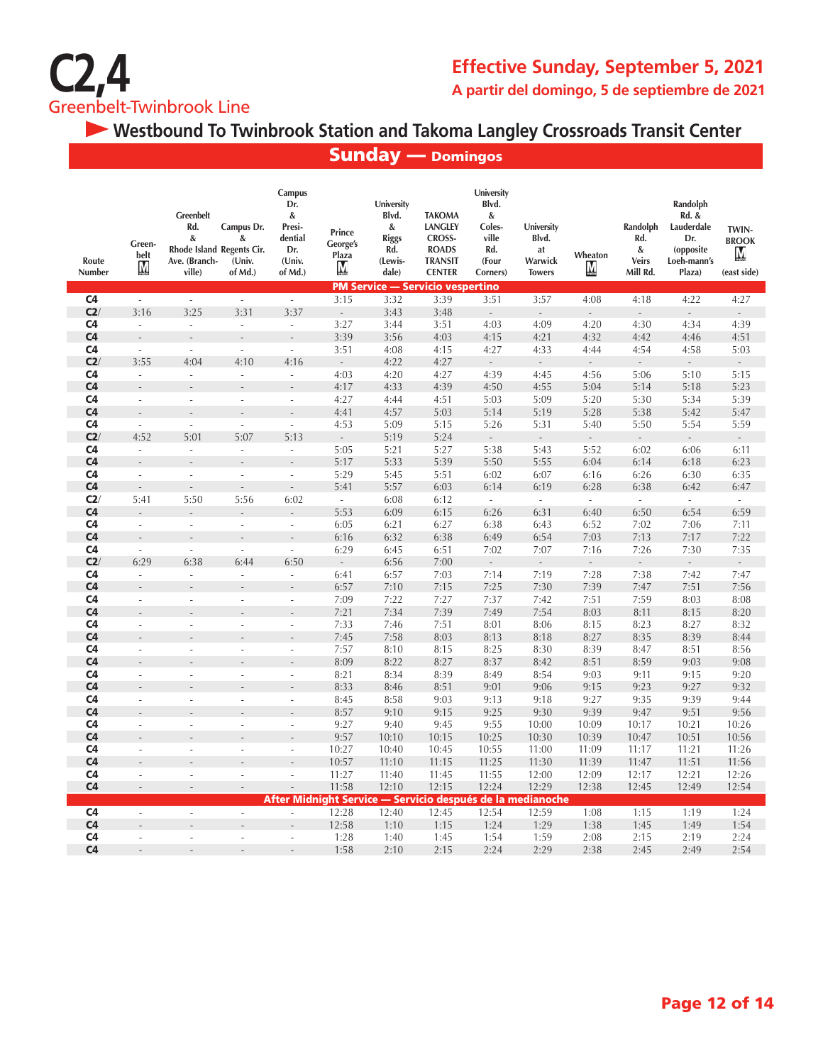# C2,4

Greenbelt-Twinbrook Line

**Effective Sunday, September 5, 2021**

**A partir del domingo, 5 de septiembre de 2021**

## ► Westbound To Twinbrook Station and Takoma Langley Crossroads Transit Center

### Sunday — Domingos

| Route Number | Greenbelt M | Greenbelt Rd. & Rhode Island Ave. (Branchville) | Campus Dr. & Regents Cir. (Univ. of Md.) | Campus Dr. & Presidential Dr. (Univ. of Md.) | Prince George's Plaza M | University Blvd. & Riggs Rd. (Lewisdale) | TAKOMA LANGLEY CROSSROADS TRANSIT CENTER | University Blvd. & Colesville Rd. (Four Corners) | University Blvd. at Warwick Towers | Wheaton M | Randolph Rd. & Veirs Mill Rd. | Randolph Rd. & Lauderdale Dr. (opposite Loehmann's Plaza) | TWINBROOK M (east side) |
|---|---|---|---|---|---|---|---|---|---|---|---|---|---|
| **PM Service — Servicio vespertino** | | | | | | | | | | | | | |
| C4 | - | - | - | - | 3:15 | 3:32 | 3:39 | 3:51 | 3:57 | 4:08 | 4:18 | 4:22 | 4:27 |
| C2/ | 3:16 | 3:25 | 3:31 | 3:37 | - | 3:43 | 3:48 | - | - | - | - | - | - |
| C4 | - | - | - | - | 3:27 | 3:44 | 3:51 | 4:03 | 4:09 | 4:20 | 4:30 | 4:34 | 4:39 |
| C4 | - | - | - | - | 3:39 | 3:56 | 4:03 | 4:15 | 4:21 | 4:32 | 4:42 | 4:46 | 4:51 |
| C4 | - | - | - | - | 3:51 | 4:08 | 4:15 | 4:27 | 4:33 | 4:44 | 4:54 | 4:58 | 5:03 |
| C2/ | 3:55 | 4:04 | 4:10 | 4:16 | - | 4:22 | 4:27 | - | - | - | - | - | - |
| C4 | - | - | - | - | 4:03 | 4:20 | 4:27 | 4:39 | 4:45 | 4:56 | 5:06 | 5:10 | 5:15 |
| C4 | - | - | - | - | 4:17 | 4:33 | 4:39 | 4:50 | 4:55 | 5:04 | 5:14 | 5:18 | 5:23 |
| C4 | - | - | - | - | 4:27 | 4:44 | 4:51 | 5:03 | 5:09 | 5:20 | 5:30 | 5:34 | 5:39 |
| C4 | - | - | - | - | 4:41 | 4:57 | 5:03 | 5:14 | 5:19 | 5:28 | 5:38 | 5:42 | 5:47 |
| C4 | - | - | - | - | 4:53 | 5:09 | 5:15 | 5:26 | 5:31 | 5:40 | 5:50 | 5:54 | 5:59 |
| C2/ | 4:52 | 5:01 | 5:07 | 5:13 | - | 5:19 | 5:24 | - | - | - | - | - | - |
| C4 | - | - | - | - | 5:05 | 5:21 | 5:27 | 5:38 | 5:43 | 5:52 | 6:02 | 6:06 | 6:11 |
| C4 | - | - | - | - | 5:17 | 5:33 | 5:39 | 5:50 | 5:55 | 6:04 | 6:14 | 6:18 | 6:23 |
| C4 | - | - | - | - | 5:29 | 5:45 | 5:51 | 6:02 | 6:07 | 6:16 | 6:26 | 6:30 | 6:35 |
| C4 | - | - | - | - | 5:41 | 5:57 | 6:03 | 6:14 | 6:19 | 6:28 | 6:38 | 6:42 | 6:47 |
| C2/ | 5:41 | 5:50 | 5:56 | 6:02 | - | 6:08 | 6:12 | - | - | - | - | - | - |
| C4 | - | - | - | - | 5:53 | 6:09 | 6:15 | 6:26 | 6:31 | 6:40 | 6:50 | 6:54 | 6:59 |
| C4 | - | - | - | - | 6:05 | 6:21 | 6:27 | 6:38 | 6:43 | 6:52 | 7:02 | 7:06 | 7:11 |
| C4 | - | - | - | - | 6:16 | 6:32 | 6:38 | 6:49 | 6:54 | 7:03 | 7:13 | 7:17 | 7:22 |
| C4 | - | - | - | - | 6:29 | 6:45 | 6:51 | 7:02 | 7:07 | 7:16 | 7:26 | 7:30 | 7:35 |
| C2/ | 6:29 | 6:38 | 6:44 | 6:50 | - | 6:56 | 7:00 | - | - | - | - | - | - |
| C4 | - | - | - | - | 6:41 | 6:57 | 7:03 | 7:14 | 7:19 | 7:28 | 7:38 | 7:42 | 7:47 |
| C4 | - | - | - | - | 6:57 | 7:10 | 7:15 | 7:25 | 7:30 | 7:39 | 7:47 | 7:51 | 7:56 |
| C4 | - | - | - | - | 7:09 | 7:22 | 7:27 | 7:37 | 7:42 | 7:51 | 7:59 | 8:03 | 8:08 |
| C4 | - | - | - | - | 7:21 | 7:34 | 7:39 | 7:49 | 7:54 | 8:03 | 8:11 | 8:15 | 8:20 |
| C4 | - | - | - | - | 7:33 | 7:46 | 7:51 | 8:01 | 8:06 | 8:15 | 8:23 | 8:27 | 8:32 |
| C4 | - | - | - | - | 7:45 | 7:58 | 8:03 | 8:13 | 8:18 | 8:27 | 8:35 | 8:39 | 8:44 |
| C4 | - | - | - | - | 7:57 | 8:10 | 8:15 | 8:25 | 8:30 | 8:39 | 8:47 | 8:51 | 8:56 |
| C4 | - | - | - | - | 8:09 | 8:22 | 8:27 | 8:37 | 8:42 | 8:51 | 8:59 | 9:03 | 9:08 |
| C4 | - | - | - | - | 8:21 | 8:34 | 8:39 | 8:49 | 8:54 | 9:03 | 9:11 | 9:15 | 9:20 |
| C4 | - | - | - | - | 8:33 | 8:46 | 8:51 | 9:01 | 9:06 | 9:15 | 9:23 | 9:27 | 9:32 |
| C4 | - | - | - | - | 8:45 | 8:58 | 9:03 | 9:13 | 9:18 | 9:27 | 9:35 | 9:39 | 9:44 |
| C4 | - | - | - | - | 8:57 | 9:10 | 9:15 | 9:25 | 9:30 | 9:39 | 9:47 | 9:51 | 9:56 |
| C4 | - | - | - | - | 9:27 | 9:40 | 9:45 | 9:55 | 10:00 | 10:09 | 10:17 | 10:21 | 10:26 |
| C4 | - | - | - | - | 9:57 | 10:10 | 10:15 | 10:25 | 10:30 | 10:39 | 10:47 | 10:51 | 10:56 |
| C4 | - | - | - | - | 10:27 | 10:40 | 10:45 | 10:55 | 11:00 | 11:09 | 11:17 | 11:21 | 11:26 |
| C4 | - | - | - | - | 10:57 | 11:10 | 11:15 | 11:25 | 11:30 | 11:39 | 11:47 | 11:51 | 11:56 |
| C4 | - | - | - | - | 11:27 | 11:40 | 11:45 | 11:55 | 12:00 | 12:09 | 12:17 | 12:21 | 12:26 |
| C4 | - | - | - | - | 11:58 | 12:10 | 12:15 | 12:24 | 12:29 | 12:38 | 12:45 | 12:49 | 12:54 |
| **After Midnight Service — Servicio después de la medianoche** | | | | | | | | | | | | | |
| C4 | - | - | - | - | 12:28 | 12:40 | 12:45 | 12:54 | 12:59 | 1:08 | 1:15 | 1:19 | 1:24 |
| C4 | - | - | - | - | 12:58 | 1:10 | 1:15 | 1:24 | 1:29 | 1:38 | 1:45 | 1:49 | 1:54 |
| C4 | - | - | - | - | 1:28 | 1:40 | 1:45 | 1:54 | 1:59 | 2:08 | 2:15 | 2:19 | 2:24 |
| C4 | - | - | - | - | 1:58 | 2:10 | 2:15 | 2:24 | 2:29 | 2:38 | 2:45 | 2:49 | 2:54 |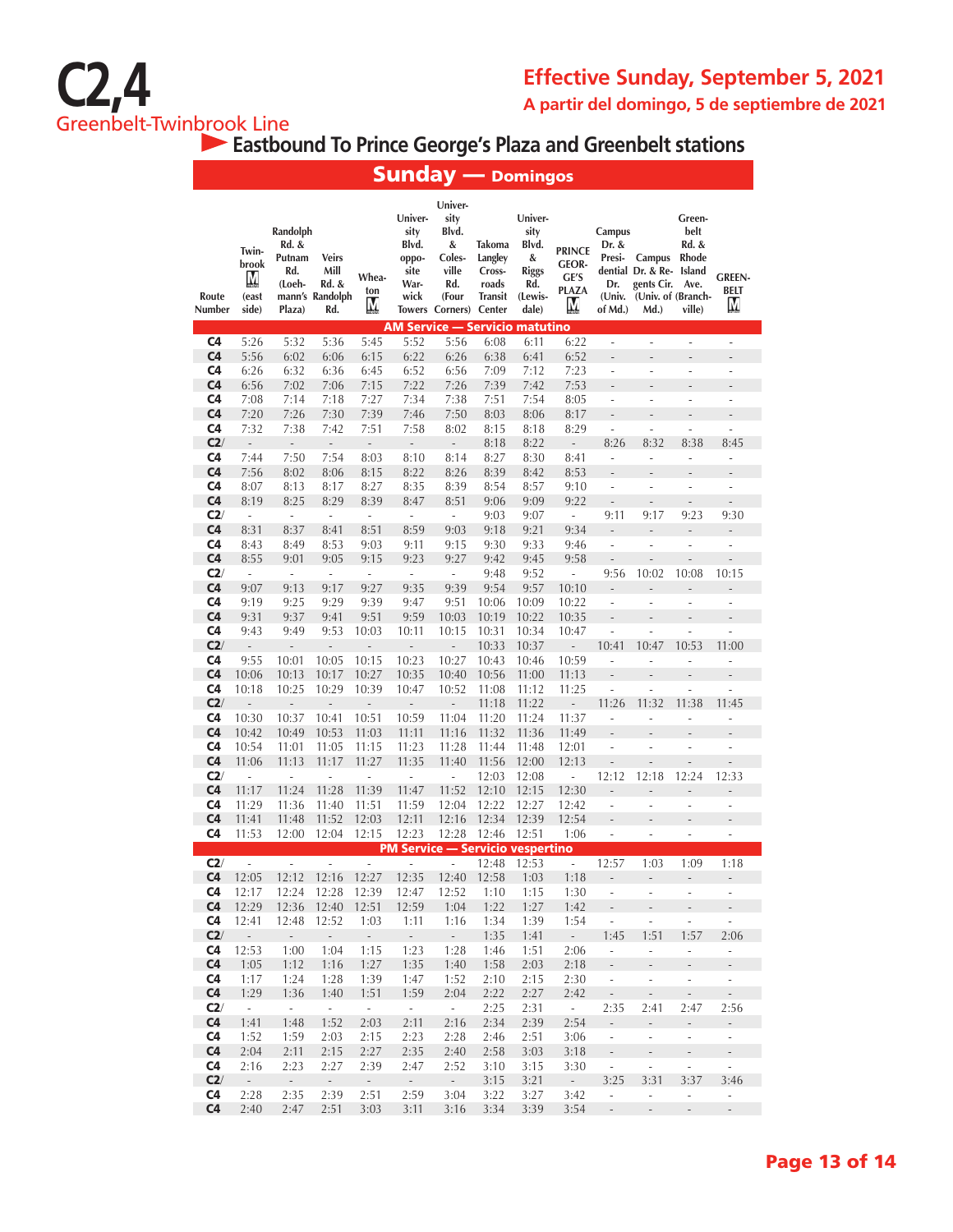# C2,4

Greenbelt-Twinbrook Line

**Effective Sunday, September 5, 2021**

**A partir del domingo, 5 de septiembre de 2021**

## Eastbound To Prince George's Plaza and Greenbelt stations

### Sunday — Domingos

| Route Number | Twinbrook M (east side) | Randolph Rd. & Putnam Rd. (Loehmann's Plaza) | Veirs Mill Rd. & Randolph Rd. | Wheaton M | University Blvd. opposite Warwick Towers | University Blvd. & Colesville Rd. (Four Corners) | Takoma Langley Crossroads Transit Center | University Blvd. & Riggs Rd. (Lewisdale) | PRINCE GEORGE'S PLAZA M | Campus Dr. & Presidential Dr. (Univ. of Md.) | Campus Dr. & Regents Cir. (Univ. of Md.) | Greenbelt Rd. & Rhode Island Ave. (Branchville) | GREENBELT M |
|---|---|---|---|---|---|---|---|---|---|---|---|---|---|
| **AM Service — Servicio matutino** | | | | | | | | | | | | | |
| C4 | 5:26 | 5:32 | 5:36 | 5:45 | 5:52 | 5:56 | 6:08 | 6:11 | 6:22 | - | - | - | - |
| C4 | 5:56 | 6:02 | 6:06 | 6:15 | 6:22 | 6:26 | 6:38 | 6:41 | 6:52 | - | - | - | - |
| C4 | 6:26 | 6:32 | 6:36 | 6:45 | 6:52 | 6:56 | 7:09 | 7:12 | 7:23 | - | - | - | - |
| C4 | 6:56 | 7:02 | 7:06 | 7:15 | 7:22 | 7:26 | 7:39 | 7:42 | 7:53 | - | - | - | - |
| C4 | 7:08 | 7:14 | 7:18 | 7:27 | 7:34 | 7:38 | 7:51 | 7:54 | 8:05 | - | - | - | - |
| C4 | 7:20 | 7:26 | 7:30 | 7:39 | 7:46 | 7:50 | 8:03 | 8:06 | 8:17 | - | - | - | - |
| C4 | 7:32 | 7:38 | 7:42 | 7:51 | 7:58 | 8:02 | 8:15 | 8:18 | 8:29 | - | - | - | - |
| C2/ | - | - | - | - | - | - | 8:18 | 8:22 | - | 8:26 | 8:32 | 8:38 | 8:45 |
| C4 | 7:44 | 7:50 | 7:54 | 8:03 | 8:10 | 8:14 | 8:27 | 8:30 | 8:41 | - | - | - | - |
| C4 | 7:56 | 8:02 | 8:06 | 8:15 | 8:22 | 8:26 | 8:39 | 8:42 | 8:53 | - | - | - | - |
| C4 | 8:07 | 8:13 | 8:17 | 8:27 | 8:35 | 8:39 | 8:54 | 8:57 | 9:10 | - | - | - | - |
| C4 | 8:19 | 8:25 | 8:29 | 8:39 | 8:47 | 8:51 | 9:06 | 9:09 | 9:22 | - | - | - | - |
| C2/ | - | - | - | - | - | - | 9:03 | 9:07 | - | 9:11 | 9:17 | 9:23 | 9:30 |
| C4 | 8:31 | 8:37 | 8:41 | 8:51 | 8:59 | 9:03 | 9:18 | 9:21 | 9:34 | - | - | - | - |
| C4 | 8:43 | 8:49 | 8:53 | 9:03 | 9:11 | 9:15 | 9:30 | 9:33 | 9:46 | - | - | - | - |
| C4 | 8:55 | 9:01 | 9:05 | 9:15 | 9:23 | 9:27 | 9:42 | 9:45 | 9:58 | - | - | - | - |
| C2/ | - | - | - | - | - | - | 9:48 | 9:52 | - | 9:56 | 10:02 | 10:08 | 10:15 |
| C4 | 9:07 | 9:13 | 9:17 | 9:27 | 9:35 | 9:39 | 9:54 | 9:57 | 10:10 | - | - | - | - |
| C4 | 9:19 | 9:25 | 9:29 | 9:39 | 9:47 | 9:51 | 10:06 | 10:09 | 10:22 | - | - | - | - |
| C4 | 9:31 | 9:37 | 9:41 | 9:51 | 9:59 | 10:03 | 10:19 | 10:22 | 10:35 | - | - | - | - |
| C4 | 9:43 | 9:49 | 9:53 | 10:03 | 10:11 | 10:15 | 10:31 | 10:34 | 10:47 | - | - | - | - |
| C2/ | - | - | - | - | - | - | 10:33 | 10:37 | - | 10:41 | 10:47 | 10:53 | 11:00 |
| C4 | 9:55 | 10:01 | 10:05 | 10:15 | 10:23 | 10:27 | 10:43 | 10:46 | 10:59 | - | - | - | - |
| C4 | 10:06 | 10:13 | 10:17 | 10:27 | 10:35 | 10:40 | 10:56 | 11:00 | 11:13 | - | - | - | - |
| C4 | 10:18 | 10:25 | 10:29 | 10:39 | 10:47 | 10:52 | 11:08 | 11:12 | 11:25 | - | - | - | - |
| C2/ | - | - | - | - | - | - | 11:18 | 11:22 | - | 11:26 | 11:32 | 11:38 | 11:45 |
| C4 | 10:30 | 10:37 | 10:41 | 10:51 | 10:59 | 11:04 | 11:20 | 11:24 | 11:37 | - | - | - | - |
| C4 | 10:42 | 10:49 | 10:53 | 11:03 | 11:11 | 11:16 | 11:32 | 11:36 | 11:49 | - | - | - | - |
| C4 | 10:54 | 11:01 | 11:05 | 11:15 | 11:23 | 11:28 | 11:44 | 11:48 | 12:01 | - | - | - | - |
| C4 | 11:06 | 11:13 | 11:17 | 11:27 | 11:35 | 11:40 | 11:56 | 12:00 | 12:13 | - | - | - | - |
| C2/ | - | - | - | - | - | - | 12:03 | 12:08 | - | 12:12 | 12:18 | 12:24 | 12:33 |
| C4 | 11:17 | 11:24 | 11:28 | 11:39 | 11:47 | 11:52 | 12:10 | 12:15 | 12:30 | - | - | - | - |
| C4 | 11:29 | 11:36 | 11:40 | 11:51 | 11:59 | 12:04 | 12:22 | 12:27 | 12:42 | - | - | - | - |
| C4 | 11:41 | 11:48 | 11:52 | 12:03 | 12:11 | 12:16 | 12:34 | 12:39 | 12:54 | - | - | - | - |
| C4 | 11:53 | 12:00 | 12:04 | 12:15 | 12:23 | 12:28 | 12:46 | 12:51 | 1:06 | - | - | - | - |
| **PM Service — Servicio vespertino** | | | | | | | | | | | | | |
| C2/ | - | - | - | - | - | - | 12:48 | 12:53 | - | 12:57 | 1:03 | 1:09 | 1:18 |
| C4 | 12:05 | 12:12 | 12:16 | 12:27 | 12:35 | 12:40 | 12:58 | 1:03 | 1:18 | - | - | - | - |
| C4 | 12:17 | 12:24 | 12:28 | 12:39 | 12:47 | 12:52 | 1:10 | 1:15 | 1:30 | - | - | - | - |
| C4 | 12:29 | 12:36 | 12:40 | 12:51 | 12:59 | 1:04 | 1:22 | 1:27 | 1:42 | - | - | - | - |
| C4 | 12:41 | 12:48 | 12:52 | 1:03 | 1:11 | 1:16 | 1:34 | 1:39 | 1:54 | - | - | - | - |
| C2/ | - | - | - | - | - | - | 1:35 | 1:41 | - | 1:45 | 1:51 | 1:57 | 2:06 |
| C4 | 12:53 | 1:00 | 1:04 | 1:15 | 1:23 | 1:28 | 1:46 | 1:51 | 2:06 | - | - | - | - |
| C4 | 1:05 | 1:12 | 1:16 | 1:27 | 1:35 | 1:40 | 1:58 | 2:03 | 2:18 | - | - | - | - |
| C4 | 1:17 | 1:24 | 1:28 | 1:39 | 1:47 | 1:52 | 2:10 | 2:15 | 2:30 | - | - | - | - |
| C4 | 1:29 | 1:36 | 1:40 | 1:51 | 1:59 | 2:04 | 2:22 | 2:27 | 2:42 | - | - | - | - |
| C2/ | - | - | - | - | - | - | 2:25 | 2:31 | - | 2:35 | 2:41 | 2:47 | 2:56 |
| C4 | 1:41 | 1:48 | 1:52 | 2:03 | 2:11 | 2:16 | 2:34 | 2:39 | 2:54 | - | - | - | - |
| C4 | 1:52 | 1:59 | 2:03 | 2:15 | 2:23 | 2:28 | 2:46 | 2:51 | 3:06 | - | - | - | - |
| C4 | 2:04 | 2:11 | 2:15 | 2:27 | 2:35 | 2:40 | 2:58 | 3:03 | 3:18 | - | - | - | - |
| C4 | 2:16 | 2:23 | 2:27 | 2:39 | 2:47 | 2:52 | 3:10 | 3:15 | 3:30 | - | - | - | - |
| C2/ | - | - | - | - | - | - | 3:15 | 3:21 | - | 3:25 | 3:31 | 3:37 | 3:46 |
| C4 | 2:28 | 2:35 | 2:39 | 2:51 | 2:59 | 3:04 | 3:22 | 3:27 | 3:42 | - | - | - | - |
| C4 | 2:40 | 2:47 | 2:51 | 3:03 | 3:11 | 3:16 | 3:34 | 3:39 | 3:54 | - | - | - | - |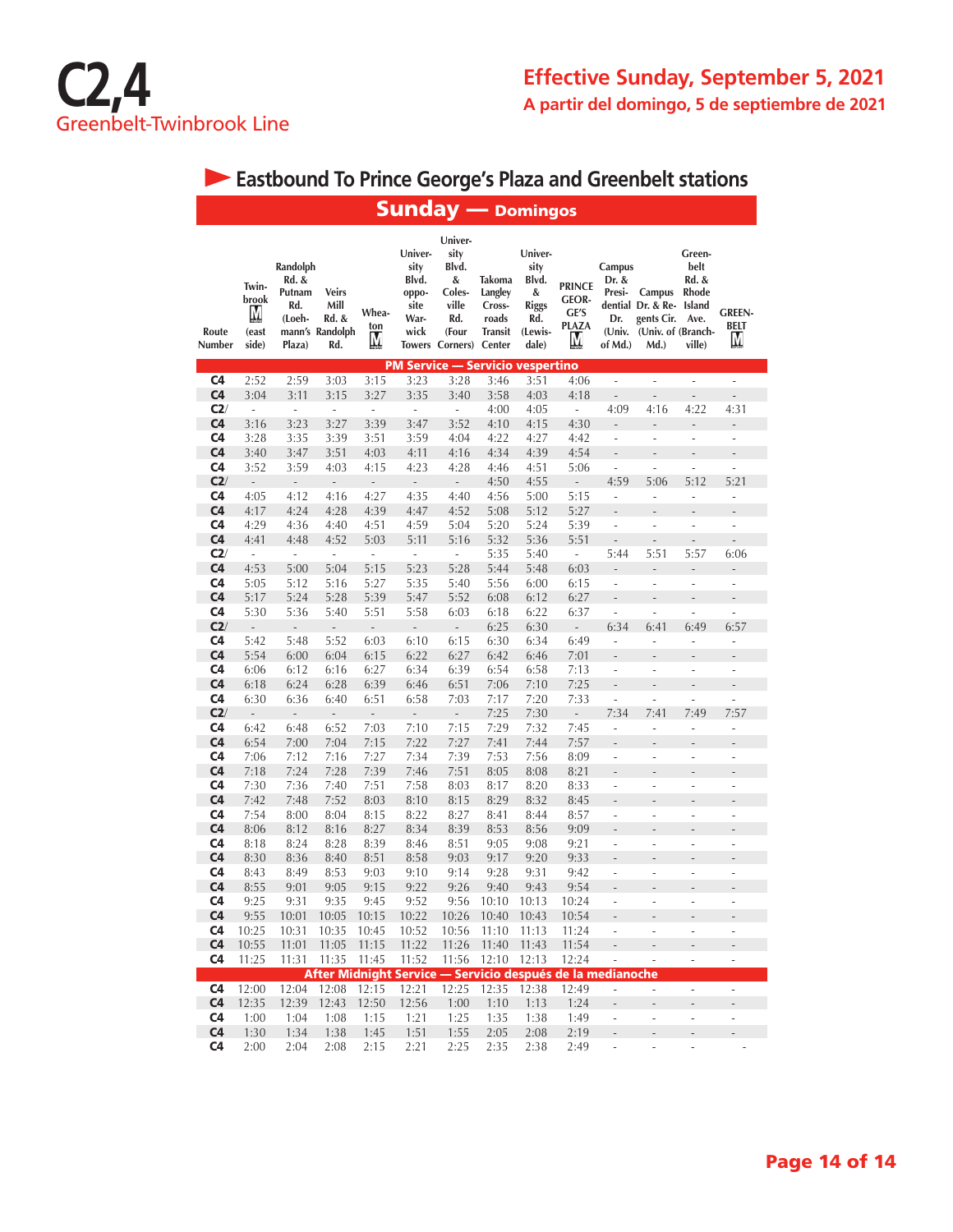# C2,4

Greenbelt-Twinbrook Line

**Effective Sunday, September 5, 2021**

**A partir del domingo, 5 de septiembre de 2021**

## Eastbound To Prince George's Plaza and Greenbelt stations

### Sunday — Domingos

| Route Number | Twinbrook M (east side) | Randolph Rd. & Putnam Rd. (Loehmann's Plaza) | Veirs Mill Rd. & Randolph Rd. | Wheaton M | University Blvd. opposite Warwick Towers | University Blvd. & Colesville Rd. (Four Corners) | Takoma Langley Crossroads Transit Center | University Blvd. & Riggs Rd. (Lewisdale) | PRINCE GEORGE'S PLAZA M | Campus Dr. & Presidential Dr. (Univ. of Md.) | Campus Dr. & Regents Cir. (Univ. of Md.) | Greenbelt Rd. & Rhode Island Ave. (Branchville) | GREENBELT M |
|---|---|---|---|---|---|---|---|---|---|---|---|---|---|
| **PM Service — Servicio vespertino** | | | | | | | | | | | | | |
| C4 | 2:52 | 2:59 | 3:03 | 3:15 | 3:23 | 3:28 | 3:46 | 3:51 | 4:06 | - | - | - | - |
| C4 | 3:04 | 3:11 | 3:15 | 3:27 | 3:35 | 3:40 | 3:58 | 4:03 | 4:18 | - | - | - | - |
| C2/ | - | - | - | - | - | - | 4:00 | 4:05 | - | 4:09 | 4:16 | 4:22 | 4:31 |
| C4 | 3:16 | 3:23 | 3:27 | 3:39 | 3:47 | 3:52 | 4:10 | 4:15 | 4:30 | - | - | - | - |
| C4 | 3:28 | 3:35 | 3:39 | 3:51 | 3:59 | 4:04 | 4:22 | 4:27 | 4:42 | - | - | - | - |
| C4 | 3:40 | 3:47 | 3:51 | 4:03 | 4:11 | 4:16 | 4:34 | 4:39 | 4:54 | - | - | - | - |
| C4 | 3:52 | 3:59 | 4:03 | 4:15 | 4:23 | 4:28 | 4:46 | 4:51 | 5:06 | - | - | - | - |
| C2/ | - | - | - | - | - | - | 4:50 | 4:55 | - | 4:59 | 5:06 | 5:12 | 5:21 |
| C4 | 4:05 | 4:12 | 4:16 | 4:27 | 4:35 | 4:40 | 4:56 | 5:00 | 5:15 | - | - | - | - |
| C4 | 4:17 | 4:24 | 4:28 | 4:39 | 4:47 | 4:52 | 5:08 | 5:12 | 5:27 | - | - | - | - |
| C4 | 4:29 | 4:36 | 4:40 | 4:51 | 4:59 | 5:04 | 5:20 | 5:24 | 5:39 | - | - | - | - |
| C4 | 4:41 | 4:48 | 4:52 | 5:03 | 5:11 | 5:16 | 5:32 | 5:36 | 5:51 | - | - | - | - |
| C2/ | - | - | - | - | - | - | 5:35 | 5:40 | - | 5:44 | 5:51 | 5:57 | 6:06 |
| C4 | 4:53 | 5:00 | 5:04 | 5:15 | 5:23 | 5:28 | 5:44 | 5:48 | 6:03 | - | - | - | - |
| C4 | 5:05 | 5:12 | 5:16 | 5:27 | 5:35 | 5:40 | 5:56 | 6:00 | 6:15 | - | - | - | - |
| C4 | 5:17 | 5:24 | 5:28 | 5:39 | 5:47 | 5:52 | 6:08 | 6:12 | 6:27 | - | - | - | - |
| C4 | 5:30 | 5:36 | 5:40 | 5:51 | 5:58 | 6:03 | 6:18 | 6:22 | 6:37 | - | - | - | - |
| C2/ | - | - | - | - | - | - | 6:25 | 6:30 | - | 6:34 | 6:41 | 6:49 | 6:57 |
| C4 | 5:42 | 5:48 | 5:52 | 6:03 | 6:10 | 6:15 | 6:30 | 6:34 | 6:49 | - | - | - | - |
| C4 | 5:54 | 6:00 | 6:04 | 6:15 | 6:22 | 6:27 | 6:42 | 6:46 | 7:01 | - | - | - | - |
| C4 | 6:06 | 6:12 | 6:16 | 6:27 | 6:34 | 6:39 | 6:54 | 6:58 | 7:13 | - | - | - | - |
| C4 | 6:18 | 6:24 | 6:28 | 6:39 | 6:46 | 6:51 | 7:06 | 7:10 | 7:25 | - | - | - | - |
| C4 | 6:30 | 6:36 | 6:40 | 6:51 | 6:58 | 7:03 | 7:17 | 7:20 | 7:33 | - | - | - | - |
| C2/ | - | - | - | - | - | - | 7:25 | 7:30 | - | 7:34 | 7:41 | 7:49 | 7:57 |
| C4 | 6:42 | 6:48 | 6:52 | 7:03 | 7:10 | 7:15 | 7:29 | 7:32 | 7:45 | - | - | - | - |
| C4 | 6:54 | 7:00 | 7:04 | 7:15 | 7:22 | 7:27 | 7:41 | 7:44 | 7:57 | - | - | - | - |
| C4 | 7:06 | 7:12 | 7:16 | 7:27 | 7:34 | 7:39 | 7:53 | 7:56 | 8:09 | - | - | - | - |
| C4 | 7:18 | 7:24 | 7:28 | 7:39 | 7:46 | 7:51 | 8:05 | 8:08 | 8:21 | - | - | - | - |
| C4 | 7:30 | 7:36 | 7:40 | 7:51 | 7:58 | 8:03 | 8:17 | 8:20 | 8:33 | - | - | - | - |
| C4 | 7:42 | 7:48 | 7:52 | 8:03 | 8:10 | 8:15 | 8:29 | 8:32 | 8:45 | - | - | - | - |
| C4 | 7:54 | 8:00 | 8:04 | 8:15 | 8:22 | 8:27 | 8:41 | 8:44 | 8:57 | - | - | - | - |
| C4 | 8:06 | 8:12 | 8:16 | 8:27 | 8:34 | 8:39 | 8:53 | 8:56 | 9:09 | - | - | - | - |
| C4 | 8:18 | 8:24 | 8:28 | 8:39 | 8:46 | 8:51 | 9:05 | 9:08 | 9:21 | - | - | - | - |
| C4 | 8:30 | 8:36 | 8:40 | 8:51 | 8:58 | 9:03 | 9:17 | 9:20 | 9:33 | - | - | - | - |
| C4 | 8:43 | 8:49 | 8:53 | 9:03 | 9:10 | 9:14 | 9:28 | 9:31 | 9:42 | - | - | - | - |
| C4 | 8:55 | 9:01 | 9:05 | 9:15 | 9:22 | 9:26 | 9:40 | 9:43 | 9:54 | - | - | - | - |
| C4 | 9:25 | 9:31 | 9:35 | 9:45 | 9:52 | 9:56 | 10:10 | 10:13 | 10:24 | - | - | - | - |
| C4 | 9:55 | 10:01 | 10:05 | 10:15 | 10:22 | 10:26 | 10:40 | 10:43 | 10:54 | - | - | - | - |
| C4 | 10:25 | 10:31 | 10:35 | 10:45 | 10:52 | 10:56 | 11:10 | 11:13 | 11:24 | - | - | - | - |
| C4 | 10:55 | 11:01 | 11:05 | 11:15 | 11:22 | 11:26 | 11:40 | 11:43 | 11:54 | - | - | - | - |
| C4 | 11:25 | 11:31 | 11:35 | 11:45 | 11:52 | 11:56 | 12:10 | 12:13 | 12:24 | - | - | - | - |
| **After Midnight Service — Servicio después de la medianoche** | | | | | | | | | | | | | |
| C4 | 12:00 | 12:04 | 12:08 | 12:15 | 12:21 | 12:25 | 12:35 | 12:38 | 12:49 | - | - | - | - |
| C4 | 12:35 | 12:39 | 12:43 | 12:50 | 12:56 | 1:00 | 1:10 | 1:13 | 1:24 | - | - | - | - |
| C4 | 1:00 | 1:04 | 1:08 | 1:15 | 1:21 | 1:25 | 1:35 | 1:38 | 1:49 | - | - | - | - |
| C4 | 1:30 | 1:34 | 1:38 | 1:45 | 1:51 | 1:55 | 2:05 | 2:08 | 2:19 | - | - | - | - |
| C4 | 2:00 | 2:04 | 2:08 | 2:15 | 2:21 | 2:25 | 2:35 | 2:38 | 2:49 | - | - | - | - |